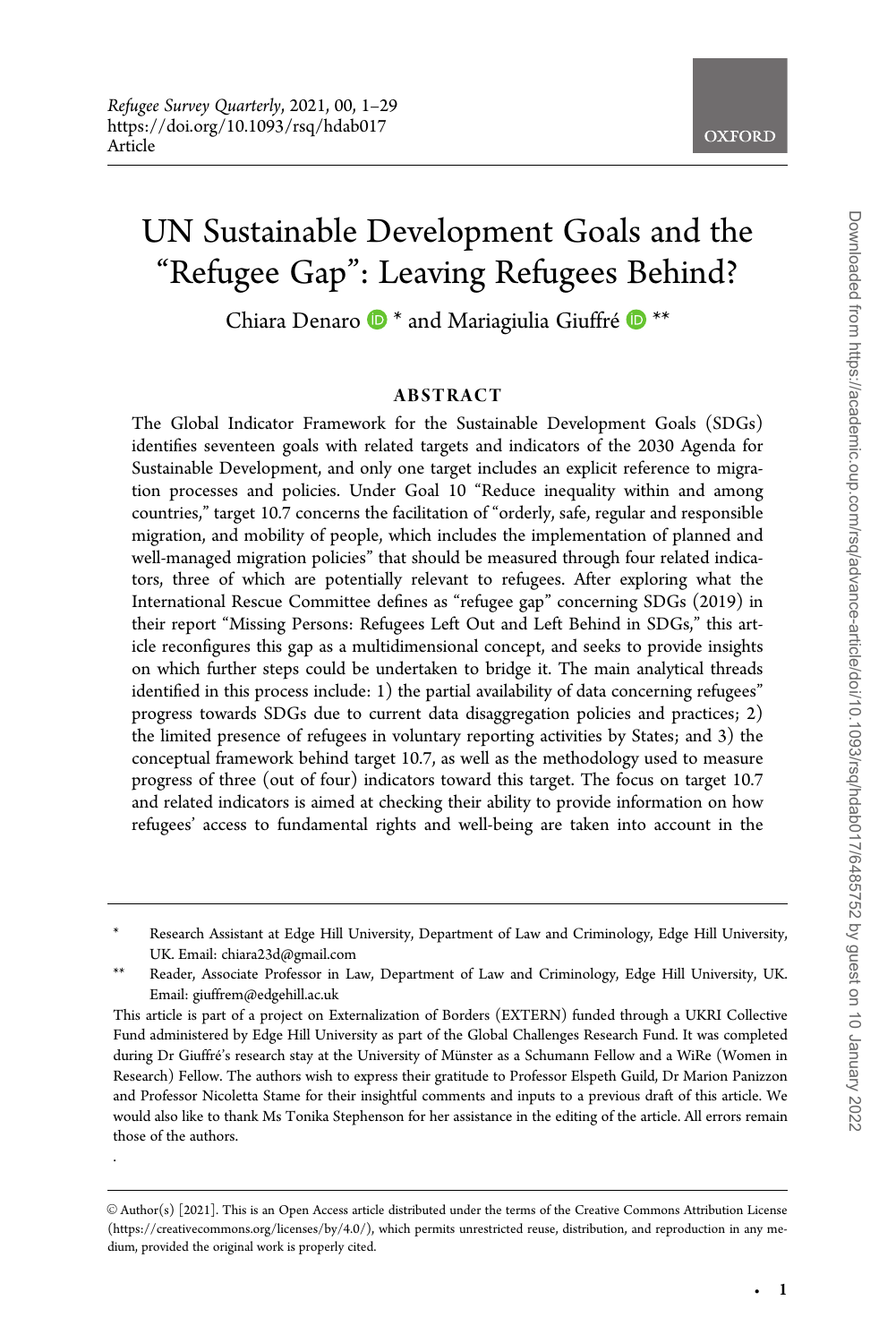# UN Sustainable Development Goals and the "Refugee Gap": Leaving Refugees Behind?

Chiara Denaro * and Mariagiulia Giuffré **

## ABSTRACT

The Global Indicator Framework for the Sustainable Development Goals (SDGs) identifies seventeen goals with related targets and indicators of the 2030 Agenda for Sustainable Development, and only one target includes an explicit reference to migration processes and policies. Under Goal 10 "Reduce inequality within and among countries," target 10.7 concerns the facilitation of "orderly, safe, regular and responsible migration, and mobility of people, which includes the implementation of planned and well-managed migration policies" that should be measured through four related indicators, three of which are potentially relevant to refugees. After exploring what the International Rescue Committee defines as "refugee gap" concerning SDGs (2019) in their report "Missing Persons: Refugees Left Out and Left Behind in SDGs," this article reconfigures this gap as a multidimensional concept, and seeks to provide insights on which further steps could be undertaken to bridge it. The main analytical threads identified in this process include: 1) the partial availability of data concerning refugees" progress towards SDGs due to current data disaggregation policies and practices; 2) the limited presence of refugees in voluntary reporting activities by States; and 3) the conceptual framework behind target 10.7, as well as the methodology used to measure progress of three (out of four) indicators toward this target. The focus on target 10.7 and related indicators is aimed at checking their ability to provide information on how refugees' access to fundamental rights and well-being are taken into account in the

---

\* Research Assistant at Edge Hill University, Department of Law and Criminology, Edge Hill University, UK. Email: chiara23d@gmail.com

\*\* Reader, Associate Professor in Law, Department of Law and Criminology, Edge Hill University, UK. Email: giuffrem@edgehill.ac.uk

This article is part of a project on Externalization of Borders (EXTERN) funded through a UKRI Collective Fund administered by Edge Hill University as part of the Global Challenges Research Fund. It was completed during Dr Giuffré's research stay at the University of Münster as a Schumann Fellow and a WiRe (Women in Research) Fellow. The authors wish to express their gratitude to Professor Elspeth Guild, Dr Marion Panizzon and Professor Nicoletta Stame for their insightful comments and inputs to a previous draft of this article. We would also like to thank Ms Tonika Stephenson for her assistance in the editing of the article. All errors remain those of the authors.

© Author(s) [2021]. This is an Open Access article distributed under the terms of the Creative Commons Attribution License (https://creativecommons.org/licenses/by/4.0/), which permits unrestricted reuse, distribution, and reproduction in any medium, provided the original work is properly cited.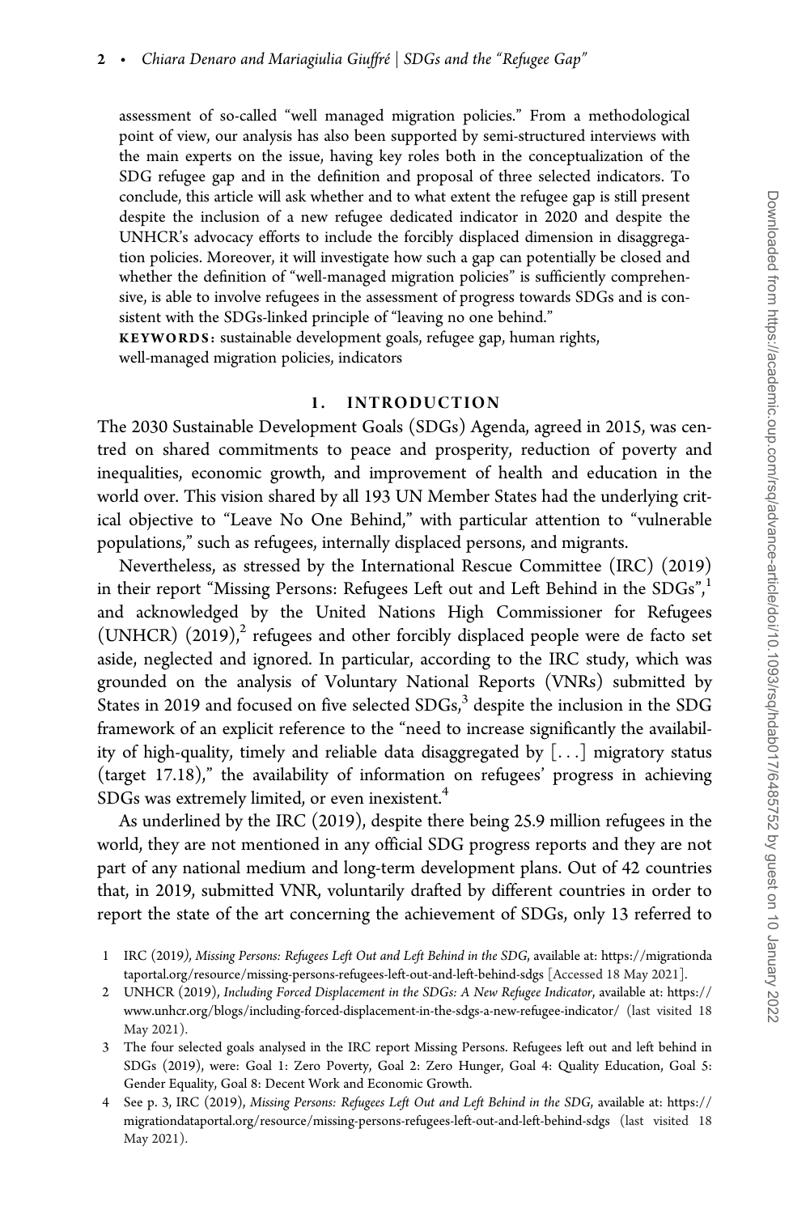assessment of so-called "well managed migration policies." From a methodological point of view, our analysis has also been supported by semi-structured interviews with the main experts on the issue, having key roles both in the conceptualization of the SDG refugee gap and in the definition and proposal of three selected indicators. To conclude, this article will ask whether and to what extent the refugee gap is still present despite the inclusion of a new refugee dedicated indicator in 2020 and despite the UNHCR's advocacy efforts to include the forcibly displaced dimension in disaggregation policies. Moreover, it will investigate how such a gap can potentially be closed and whether the definition of "well-managed migration policies" is sufficiently comprehensive, is able to involve refugees in the assessment of progress towards SDGs and is consistent with the SDGs-linked principle of "leaving no one behind."

**KEYWORDS:** sustainable development goals, refugee gap, human rights, well-managed migration policies, indicators

## 1. INTRODUCTION

The 2030 Sustainable Development Goals (SDGs) Agenda, agreed in 2015, was centred on shared commitments to peace and prosperity, reduction of poverty and inequalities, economic growth, and improvement of health and education in the world over. This vision shared by all 193 UN Member States had the underlying critical objective to "Leave No One Behind," with particular attention to "vulnerable populations," such as refugees, internally displaced persons, and migrants.

Nevertheless, as stressed by the International Rescue Committee (IRC) (2019) in their report "Missing Persons: Refugees Left out and Left Behind in the SDGs",[1] and acknowledged by the United Nations High Commissioner for Refugees (UNHCR) (2019),[2] refugees and other forcibly displaced people were de facto set aside, neglected and ignored. In particular, according to the IRC study, which was grounded on the analysis of Voluntary National Reports (VNRs) submitted by States in 2019 and focused on five selected SDGs,[3] despite the inclusion in the SDG framework of an explicit reference to the "need to increase significantly the availability of high-quality, timely and reliable data disaggregated by [...] migratory status (target 17.18)," the availability of information on refugees' progress in achieving SDGs was extremely limited, or even inexistent.[4]

As underlined by the IRC (2019), despite there being 25.9 million refugees in the world, they are not mentioned in any official SDG progress reports and they are not part of any national medium and long-term development plans. Out of 42 countries that, in 2019, submitted VNR, voluntarily drafted by different countries in order to report the state of the art concerning the achievement of SDGs, only 13 referred to

1 IRC (2019*), Missing Persons: Refugees Left Out and Left Behind in the SDG*, available at: https://migrationdataportal.org/resource/missing-persons-refugees-left-out-and-left-behind-sdgs [Accessed 18 May 2021].

2 UNHCR (2019), *Including Forced Displacement in the SDGs: A New Refugee Indicator*, available at: https://www.unhcr.org/blogs/including-forced-displacement-in-the-sdgs-a-new-refugee-indicator/ (last visited 18 May 2021).

3 The four selected goals analysed in the IRC report Missing Persons. Refugees left out and left behind in SDGs (2019), were: Goal 1: Zero Poverty, Goal 2: Zero Hunger, Goal 4: Quality Education, Goal 5: Gender Equality, Goal 8: Decent Work and Economic Growth.

4 See p. 3, IRC (2019), *Missing Persons: Refugees Left Out and Left Behind in the SDG*, available at: https://migrationdataportal.org/resource/missing-persons-refugees-left-out-and-left-behind-sdgs (last visited 18 May 2021).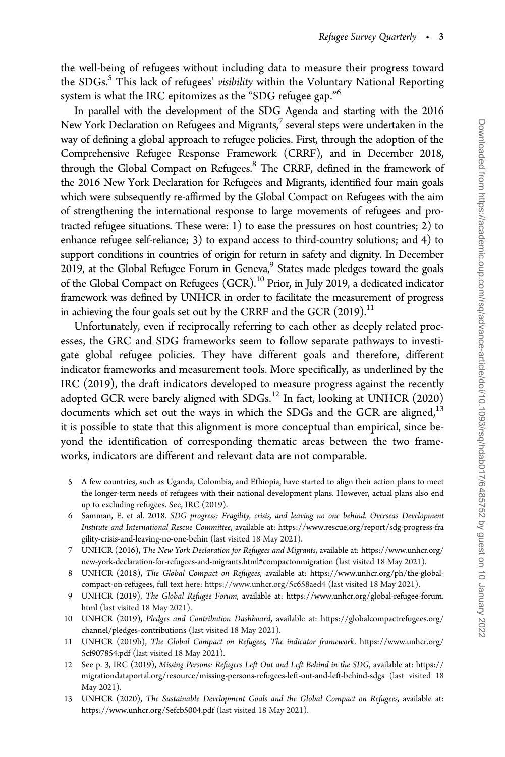the well-being of refugees without including data to measure their progress toward the SDGs.[5] This lack of refugees' *visibility* within the Voluntary National Reporting system is what the IRC epitomizes as the "SDG refugee gap."[6]

In parallel with the development of the SDG Agenda and starting with the 2016 New York Declaration on Refugees and Migrants,[7] several steps were undertaken in the way of defining a global approach to refugee policies. First, through the adoption of the Comprehensive Refugee Response Framework (CRRF), and in December 2018, through the Global Compact on Refugees.[8] The CRRF, defined in the framework of the 2016 New York Declaration for Refugees and Migrants, identified four main goals which were subsequently re-affirmed by the Global Compact on Refugees with the aim of strengthening the international response to large movements of refugees and protracted refugee situations. These were: 1) to ease the pressures on host countries; 2) to enhance refugee self-reliance; 3) to expand access to third-country solutions; and 4) to support conditions in countries of origin for return in safety and dignity. In December 2019, at the Global Refugee Forum in Geneva,[9] States made pledges toward the goals of the Global Compact on Refugees (GCR).[10] Prior, in July 2019, a dedicated indicator framework was defined by UNHCR in order to facilitate the measurement of progress in achieving the four goals set out by the CRRF and the GCR (2019).[11]

Unfortunately, even if reciprocally referring to each other as deeply related processes, the GRC and SDG frameworks seem to follow separate pathways to investigate global refugee policies. They have different goals and therefore, different indicator frameworks and measurement tools. More specifically, as underlined by the IRC (2019), the draft indicators developed to measure progress against the recently adopted GCR were barely aligned with SDGs.[12] In fact, looking at UNHCR (2020) documents which set out the ways in which the SDGs and the GCR are aligned,[13] it is possible to state that this alignment is more conceptual than empirical, since beyond the identification of corresponding thematic areas between the two frameworks, indicators are different and relevant data are not comparable.

5 A few countries, such as Uganda, Colombia, and Ethiopia, have started to align their action plans to meet the longer-term needs of refugees with their national development plans. However, actual plans also end up to excluding refugees. See, IRC (2019).

6 Samman, E. et al. 2018. *SDG progress: Fragility, crisis, and leaving no one behind. Overseas Development Institute and International Rescue Committee*, available at: https://www.rescue.org/report/sdg-progress-fragility-crisis-and-leaving-no-one-behin (last visited 18 May 2021).

7 UNHCR (2016), *The New York Declaration for Refugees and Migrants*, available at: https://www.unhcr.org/new-york-declaration-for-refugees-and-migrants.html#compactonmigration (last visited 18 May 2021).

8 UNHCR (2018), *The Global Compact on Refugees*, available at: https://www.unhcr.org/ph/the-global-compact-on-refugees, full text here: https://www.unhcr.org/5c658aed4 (last visited 18 May 2021).

9 UNHCR (2019), *The Global Refugee Forum*, available at: https://www.unhcr.org/global-refugee-forum.html (last visited 18 May 2021).

10 UNHCR (2019), *Pledges and Contribution Dashboard*, available at: https://globalcompactrefugees.org/channel/pledges-contributions (last visited 18 May 2021).

11 UNHCR (2019b), *The Global Compact on Refugees, The indicator framework*. https://www.unhcr.org/5cf907854.pdf (last visited 18 May 2021).

12 See p. 3, IRC (2019), *Missing Persons: Refugees Left Out and Left Behind in the SDG*, available at: https://migrationdataportal.org/resource/missing-persons-refugees-left-out-and-left-behind-sdgs (last visited 18 May 2021).

13 UNHCR (2020), *The Sustainable Development Goals and the Global Compact on Refugees*, available at: https://www.unhcr.org/5efcb5004.pdf (last visited 18 May 2021).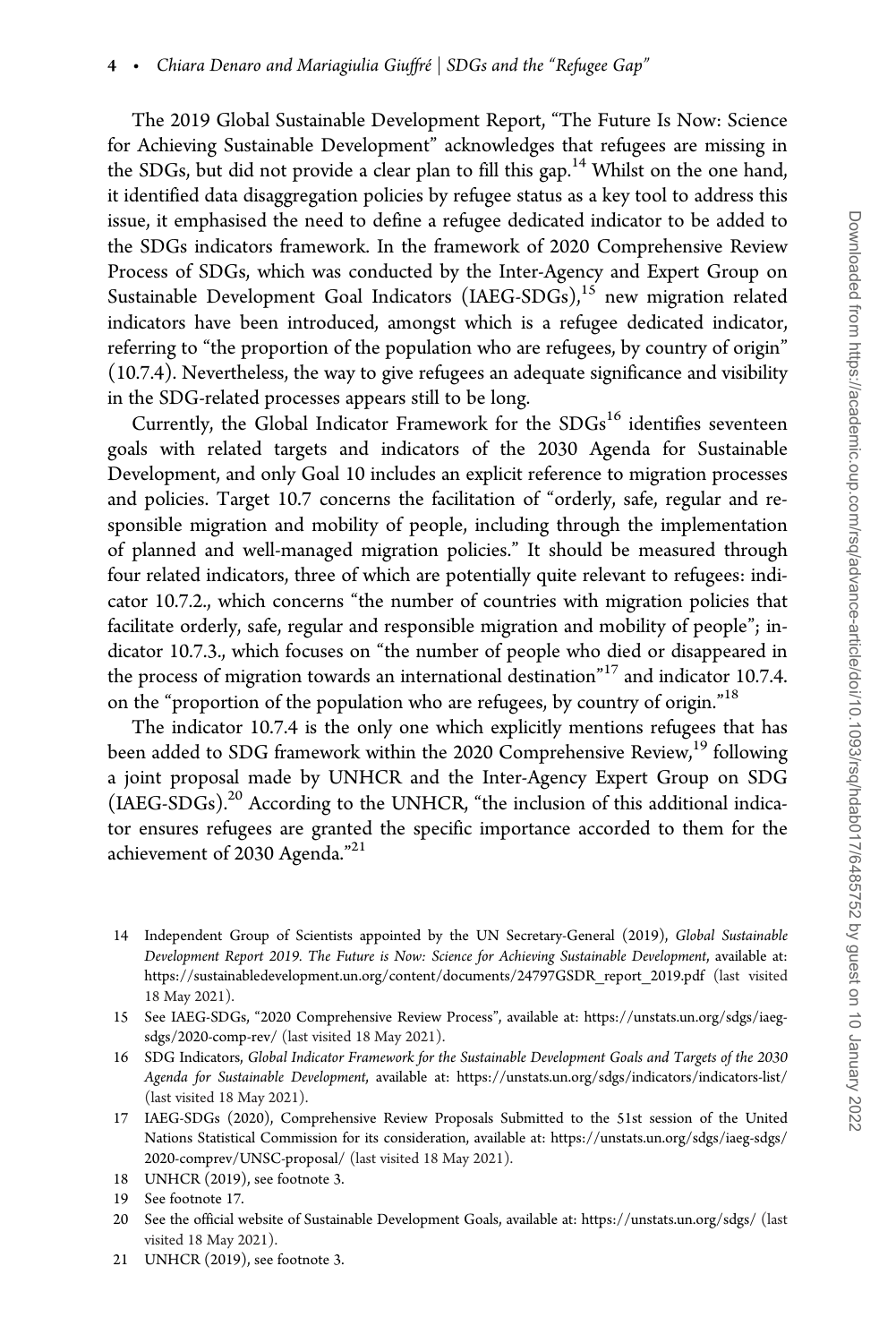The 2019 Global Sustainable Development Report, "The Future Is Now: Science for Achieving Sustainable Development" acknowledges that refugees are missing in the SDGs, but did not provide a clear plan to fill this gap.[14] Whilst on the one hand, it identified data disaggregation policies by refugee status as a key tool to address this issue, it emphasised the need to define a refugee dedicated indicator to be added to the SDGs indicators framework. In the framework of 2020 Comprehensive Review Process of SDGs, which was conducted by the Inter-Agency and Expert Group on Sustainable Development Goal Indicators (IAEG-SDGs),[15] new migration related indicators have been introduced, amongst which is a refugee dedicated indicator, referring to "the proportion of the population who are refugees, by country of origin" (10.7.4). Nevertheless, the way to give refugees an adequate significance and visibility in the SDG-related processes appears still to be long.

Currently, the Global Indicator Framework for the SDGs[16] identifies seventeen goals with related targets and indicators of the 2030 Agenda for Sustainable Development, and only Goal 10 includes an explicit reference to migration processes and policies. Target 10.7 concerns the facilitation of "orderly, safe, regular and responsible migration and mobility of people, including through the implementation of planned and well-managed migration policies." It should be measured through four related indicators, three of which are potentially quite relevant to refugees: indicator 10.7.2., which concerns "the number of countries with migration policies that facilitate orderly, safe, regular and responsible migration and mobility of people"; indicator 10.7.3., which focuses on "the number of people who died or disappeared in the process of migration towards an international destination"[17] and indicator 10.7.4. on the "proportion of the population who are refugees, by country of origin."[18]

The indicator 10.7.4 is the only one which explicitly mentions refugees that has been added to SDG framework within the 2020 Comprehensive Review,[19] following a joint proposal made by UNHCR and the Inter-Agency Expert Group on SDG (IAEG-SDGs).[20] According to the UNHCR, "the inclusion of this additional indicator ensures refugees are granted the specific importance accorded to them for the achievement of 2030 Agenda."[21]

14 Independent Group of Scientists appointed by the UN Secretary-General (2019), *Global Sustainable Development Report 2019. The Future is Now: Science for Achieving Sustainable Development*, available at: https://sustainabledevelopment.un.org/content/documents/24797GSDR_report_2019.pdf (last visited 18 May 2021).

15 See IAEG-SDGs, "2020 Comprehensive Review Process", available at: https://unstats.un.org/sdgs/iaeg-sdgs/2020-comp-rev/ (last visited 18 May 2021).

16 SDG Indicators, *Global Indicator Framework for the Sustainable Development Goals and Targets of the 2030 Agenda for Sustainable Development*, available at: https://unstats.un.org/sdgs/indicators/indicators-list/ (last visited 18 May 2021).

17 IAEG-SDGs (2020), Comprehensive Review Proposals Submitted to the 51st session of the United Nations Statistical Commission for its consideration, available at: https://unstats.un.org/sdgs/iaeg-sdgs/2020-comprev/UNSC-proposal/ (last visited 18 May 2021).

18 UNHCR (2019), see footnote 3.

19 See footnote 17.

20 See the official website of Sustainable Development Goals, available at: https://unstats.un.org/sdgs/ (last visited 18 May 2021).

21 UNHCR (2019), see footnote 3.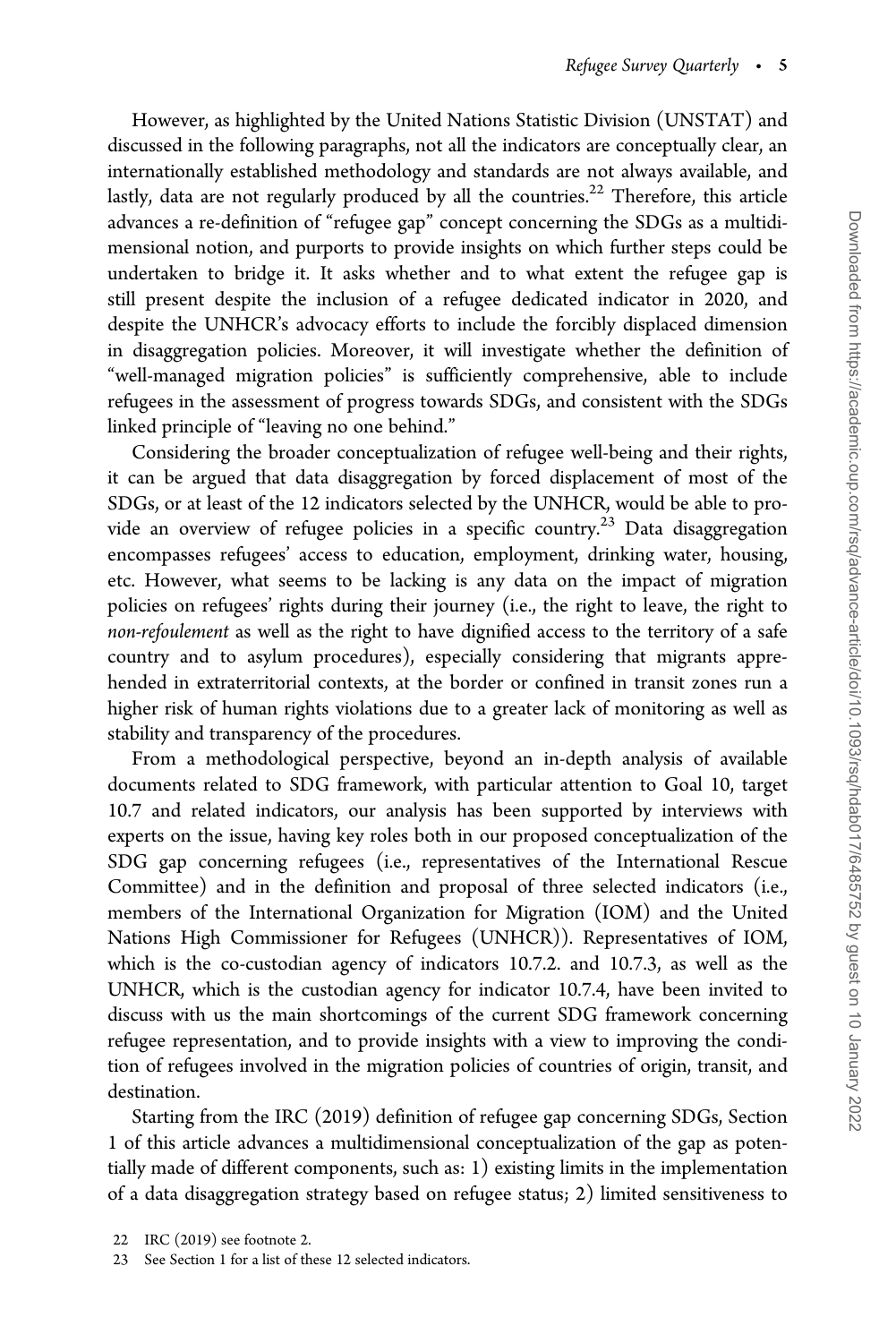However, as highlighted by the United Nations Statistic Division (UNSTAT) and discussed in the following paragraphs, not all the indicators are conceptually clear, an internationally established methodology and standards are not always available, and lastly, data are not regularly produced by all the countries.[22] Therefore, this article advances a re-definition of "refugee gap" concept concerning the SDGs as a multidimensional notion, and purports to provide insights on which further steps could be undertaken to bridge it. It asks whether and to what extent the refugee gap is still present despite the inclusion of a refugee dedicated indicator in 2020, and despite the UNHCR's advocacy efforts to include the forcibly displaced dimension in disaggregation policies. Moreover, it will investigate whether the definition of "well-managed migration policies" is sufficiently comprehensive, able to include refugees in the assessment of progress towards SDGs, and consistent with the SDGs linked principle of "leaving no one behind."

Considering the broader conceptualization of refugee well-being and their rights, it can be argued that data disaggregation by forced displacement of most of the SDGs, or at least of the 12 indicators selected by the UNHCR, would be able to provide an overview of refugee policies in a specific country.[23] Data disaggregation encompasses refugees' access to education, employment, drinking water, housing, etc. However, what seems to be lacking is any data on the impact of migration policies on refugees' rights during their journey (i.e., the right to leave, the right to *non-refoulement* as well as the right to have dignified access to the territory of a safe country and to asylum procedures), especially considering that migrants apprehended in extraterritorial contexts, at the border or confined in transit zones run a higher risk of human rights violations due to a greater lack of monitoring as well as stability and transparency of the procedures.

From a methodological perspective, beyond an in-depth analysis of available documents related to SDG framework, with particular attention to Goal 10, target 10.7 and related indicators, our analysis has been supported by interviews with experts on the issue, having key roles both in our proposed conceptualization of the SDG gap concerning refugees (i.e., representatives of the International Rescue Committee) and in the definition and proposal of three selected indicators (i.e., members of the International Organization for Migration (IOM) and the United Nations High Commissioner for Refugees (UNHCR)). Representatives of IOM, which is the co-custodian agency of indicators 10.7.2. and 10.7.3, as well as the UNHCR, which is the custodian agency for indicator 10.7.4, have been invited to discuss with us the main shortcomings of the current SDG framework concerning refugee representation, and to provide insights with a view to improving the condition of refugees involved in the migration policies of countries of origin, transit, and destination.

Starting from the IRC (2019) definition of refugee gap concerning SDGs, Section 1 of this article advances a multidimensional conceptualization of the gap as potentially made of different components, such as: 1) existing limits in the implementation of a data disaggregation strategy based on refugee status; 2) limited sensitiveness to

22 IRC (2019) see footnote 2.

23 See Section 1 for a list of these 12 selected indicators.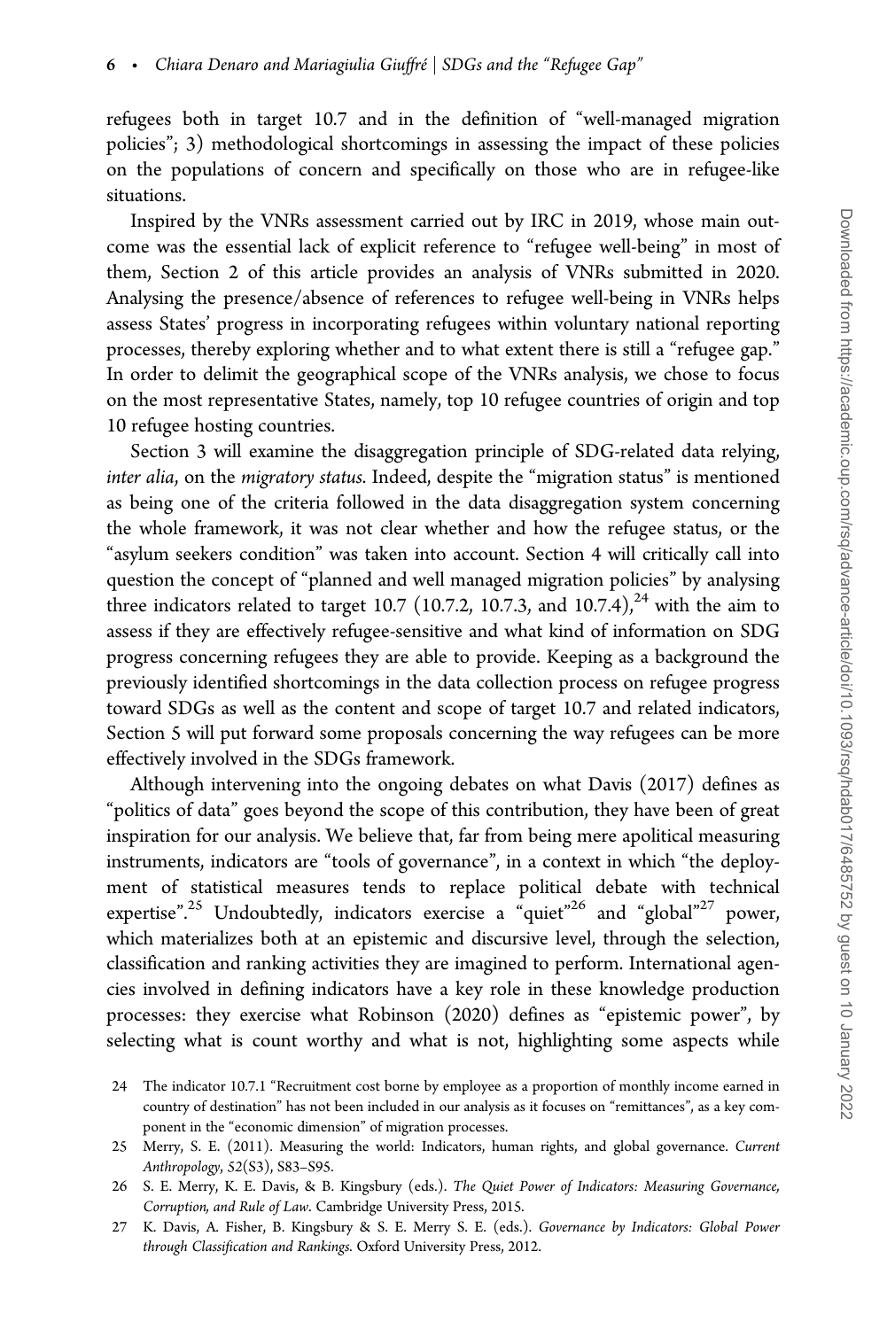refugees both in target 10.7 and in the definition of "well-managed migration policies"; 3) methodological shortcomings in assessing the impact of these policies on the populations of concern and specifically on those who are in refugee-like situations.

Inspired by the VNRs assessment carried out by IRC in 2019, whose main outcome was the essential lack of explicit reference to "refugee well-being" in most of them, Section 2 of this article provides an analysis of VNRs submitted in 2020. Analysing the presence/absence of references to refugee well-being in VNRs helps assess States' progress in incorporating refugees within voluntary national reporting processes, thereby exploring whether and to what extent there is still a "refugee gap." In order to delimit the geographical scope of the VNRs analysis, we chose to focus on the most representative States, namely, top 10 refugee countries of origin and top 10 refugee hosting countries.

Section 3 will examine the disaggregation principle of SDG-related data relying, *inter alia*, on the *migratory status*. Indeed, despite the "migration status" is mentioned as being one of the criteria followed in the data disaggregation system concerning the whole framework, it was not clear whether and how the refugee status, or the "asylum seekers condition" was taken into account. Section 4 will critically call into question the concept of "planned and well managed migration policies" by analysing three indicators related to target 10.7 (10.7.2, 10.7.3, and 10.7.4),[24] with the aim to assess if they are effectively refugee-sensitive and what kind of information on SDG progress concerning refugees they are able to provide. Keeping as a background the previously identified shortcomings in the data collection process on refugee progress toward SDGs as well as the content and scope of target 10.7 and related indicators, Section 5 will put forward some proposals concerning the way refugees can be more effectively involved in the SDGs framework.

Although intervening into the ongoing debates on what Davis (2017) defines as "politics of data" goes beyond the scope of this contribution, they have been of great inspiration for our analysis. We believe that, far from being mere apolitical measuring instruments, indicators are "tools of governance", in a context in which "the deployment of statistical measures tends to replace political debate with technical expertise".[25] Undoubtedly, indicators exercise a "quiet"[26] and "global"[27] power, which materializes both at an epistemic and discursive level, through the selection, classification and ranking activities they are imagined to perform. International agencies involved in defining indicators have a key role in these knowledge production processes: they exercise what Robinson (2020) defines as "epistemic power", by selecting what is count worthy and what is not, highlighting some aspects while

24 The indicator 10.7.1 "Recruitment cost borne by employee as a proportion of monthly income earned in country of destination" has not been included in our analysis as it focuses on "remittances", as a key component in the "economic dimension" of migration processes.

25 Merry, S. E. (2011). Measuring the world: Indicators, human rights, and global governance. *Current Anthropology*, *52*(S3), S83–S95.

26 S. E. Merry, K. E. Davis, & B. Kingsbury (eds.). *The Quiet Power of Indicators: Measuring Governance, Corruption, and Rule of Law*. Cambridge University Press, 2015.

27 K. Davis, A. Fisher, B. Kingsbury & S. E. Merry S. E. (eds.). *Governance by Indicators: Global Power through Classification and Rankings*. Oxford University Press, 2012.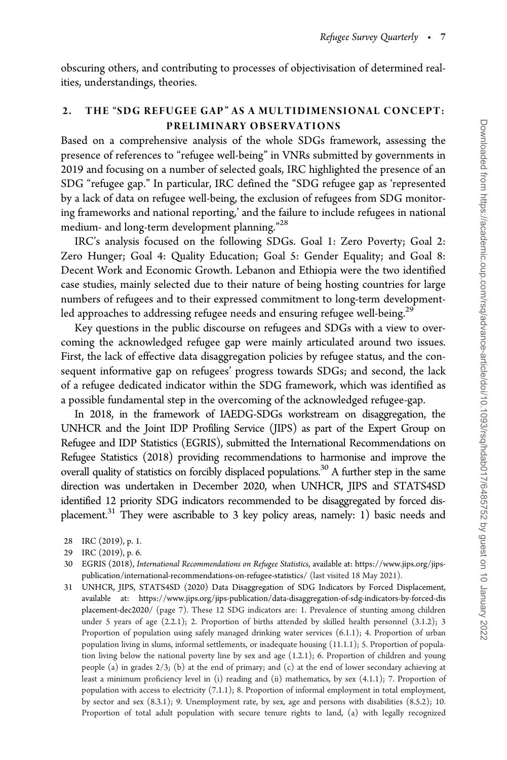obscuring others, and contributing to processes of objectivisation of determined realities, understandings, theories.

## 2. THE "SDG REFUGEE GAP" AS A MULTIDIMENSIONAL CONCEPT: PRELIMINARY OBSERVATIONS

Based on a comprehensive analysis of the whole SDGs framework, assessing the presence of references to "refugee well-being" in VNRs submitted by governments in 2019 and focusing on a number of selected goals, IRC highlighted the presence of an SDG "refugee gap." In particular, IRC defined the "SDG refugee gap as 'represented by a lack of data on refugee well-being, the exclusion of refugees from SDG monitoring frameworks and national reporting,' and the failure to include refugees in national medium- and long-term development planning."[28]

IRC's analysis focused on the following SDGs. Goal 1: Zero Poverty; Goal 2: Zero Hunger; Goal 4: Quality Education; Goal 5: Gender Equality; and Goal 8: Decent Work and Economic Growth. Lebanon and Ethiopia were the two identified case studies, mainly selected due to their nature of being hosting countries for large numbers of refugees and to their expressed commitment to long-term development-led approaches to addressing refugee needs and ensuring refugee well-being.[29]

Key questions in the public discourse on refugees and SDGs with a view to overcoming the acknowledged refugee gap were mainly articulated around two issues. First, the lack of effective data disaggregation policies by refugee status, and the consequent informative gap on refugees' progress towards SDGs; and second, the lack of a refugee dedicated indicator within the SDG framework, which was identified as a possible fundamental step in the overcoming of the acknowledged refugee-gap.

In 2018, in the framework of IAEDG-SDGs workstream on disaggregation, the UNHCR and the Joint IDP Profiling Service (JIPS) as part of the Expert Group on Refugee and IDP Statistics (EGRIS), submitted the International Recommendations on Refugee Statistics (2018) providing recommendations to harmonise and improve the overall quality of statistics on forcibly displaced populations.[30] A further step in the same direction was undertaken in December 2020, when UNHCR, JIPS and STATS4SD identified 12 priority SDG indicators recommended to be disaggregated by forced displacement.[31] They were ascribable to 3 key policy areas, namely: 1) basic needs and

28 IRC (2019), p. 1.

29 IRC (2019), p. 6.

30 EGRIS (2018), *International Recommendations on Refugee Statistics*, available at: https://www.jips.org/jips-publication/international-recommendations-on-refugee-statistics/ (last visited 18 May 2021).

31 UNHCR, JIPS, STATS4SD (2020) Data Disaggregation of SDG Indicators by Forced Displacement, available at: https://www.jips.org/jips-publication/data-disaggregation-of-sdg-indicators-by-forced-displacement-dec2020/ (page 7). These 12 SDG indicators are: 1. Prevalence of stunting among children under 5 years of age (2.2.1); 2. Proportion of births attended by skilled health personnel (3.1.2); 3 Proportion of population using safely managed drinking water services (6.1.1); 4. Proportion of urban population living in slums, informal settlements, or inadequate housing (11.1.1); 5. Proportion of population living below the national poverty line by sex and age (1.2.1); 6. Proportion of children and young people (a) in grades 2/3; (b) at the end of primary; and (c) at the end of lower secondary achieving at least a minimum proficiency level in (i) reading and (ii) mathematics, by sex (4.1.1); 7. Proportion of population with access to electricity (7.1.1); 8. Proportion of informal employment in total employment, by sector and sex (8.3.1); 9. Unemployment rate, by sex, age and persons with disabilities (8.5.2); 10. Proportion of total adult population with secure tenure rights to land, (a) with legally recognized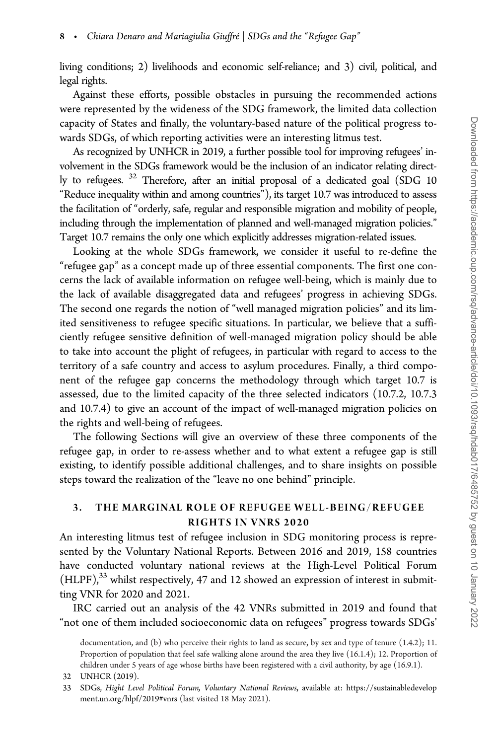living conditions; 2) livelihoods and economic self-reliance; and 3) civil, political, and legal rights.

Against these efforts, possible obstacles in pursuing the recommended actions were represented by the wideness of the SDG framework, the limited data collection capacity of States and finally, the voluntary-based nature of the political progress towards SDGs, of which reporting activities were an interesting litmus test.

As recognized by UNHCR in 2019, a further possible tool for improving refugees' involvement in the SDGs framework would be the inclusion of an indicator relating directly to refugees. [32] Therefore, after an initial proposal of a dedicated goal (SDG 10 "Reduce inequality within and among countries"), its target 10.7 was introduced to assess the facilitation of "orderly, safe, regular and responsible migration and mobility of people, including through the implementation of planned and well-managed migration policies." Target 10.7 remains the only one which explicitly addresses migration-related issues.

Looking at the whole SDGs framework, we consider it useful to re-define the "refugee gap" as a concept made up of three essential components. The first one concerns the lack of available information on refugee well-being, which is mainly due to the lack of available disaggregated data and refugees' progress in achieving SDGs. The second one regards the notion of "well managed migration policies" and its limited sensitiveness to refugee specific situations. In particular, we believe that a sufficiently refugee sensitive definition of well-managed migration policy should be able to take into account the plight of refugees, in particular with regard to access to the territory of a safe country and access to asylum procedures. Finally, a third component of the refugee gap concerns the methodology through which target 10.7 is assessed, due to the limited capacity of the three selected indicators (10.7.2, 10.7.3 and 10.7.4) to give an account of the impact of well-managed migration policies on the rights and well-being of refugees.

The following Sections will give an overview of these three components of the refugee gap, in order to re-assess whether and to what extent a refugee gap is still existing, to identify possible additional challenges, and to share insights on possible steps toward the realization of the "leave no one behind" principle.

## 3. THE MARGINAL ROLE OF REFUGEE WELL-BEING/REFUGEE RIGHTS IN VNRS 2020

An interesting litmus test of refugee inclusion in SDG monitoring process is represented by the Voluntary National Reports. Between 2016 and 2019, 158 countries have conducted voluntary national reviews at the High-Level Political Forum (HLPF),[33] whilst respectively, 47 and 12 showed an expression of interest in submitting VNR for 2020 and 2021.

IRC carried out an analysis of the 42 VNRs submitted in 2019 and found that "not one of them included socioeconomic data on refugees" progress towards SDGs'

documentation, and (b) who perceive their rights to land as secure, by sex and type of tenure (1.4.2); 11. Proportion of population that feel safe walking alone around the area they live (16.1.4); 12. Proportion of children under 5 years of age whose births have been registered with a civil authority, by age (16.9.1).

32 UNHCR (2019).

33 SDGs, *Hight Level Political Forum, Voluntary National Reviews*, available at: https://sustainabledevelopment.un.org/hlpf/2019#vnrs (last visited 18 May 2021).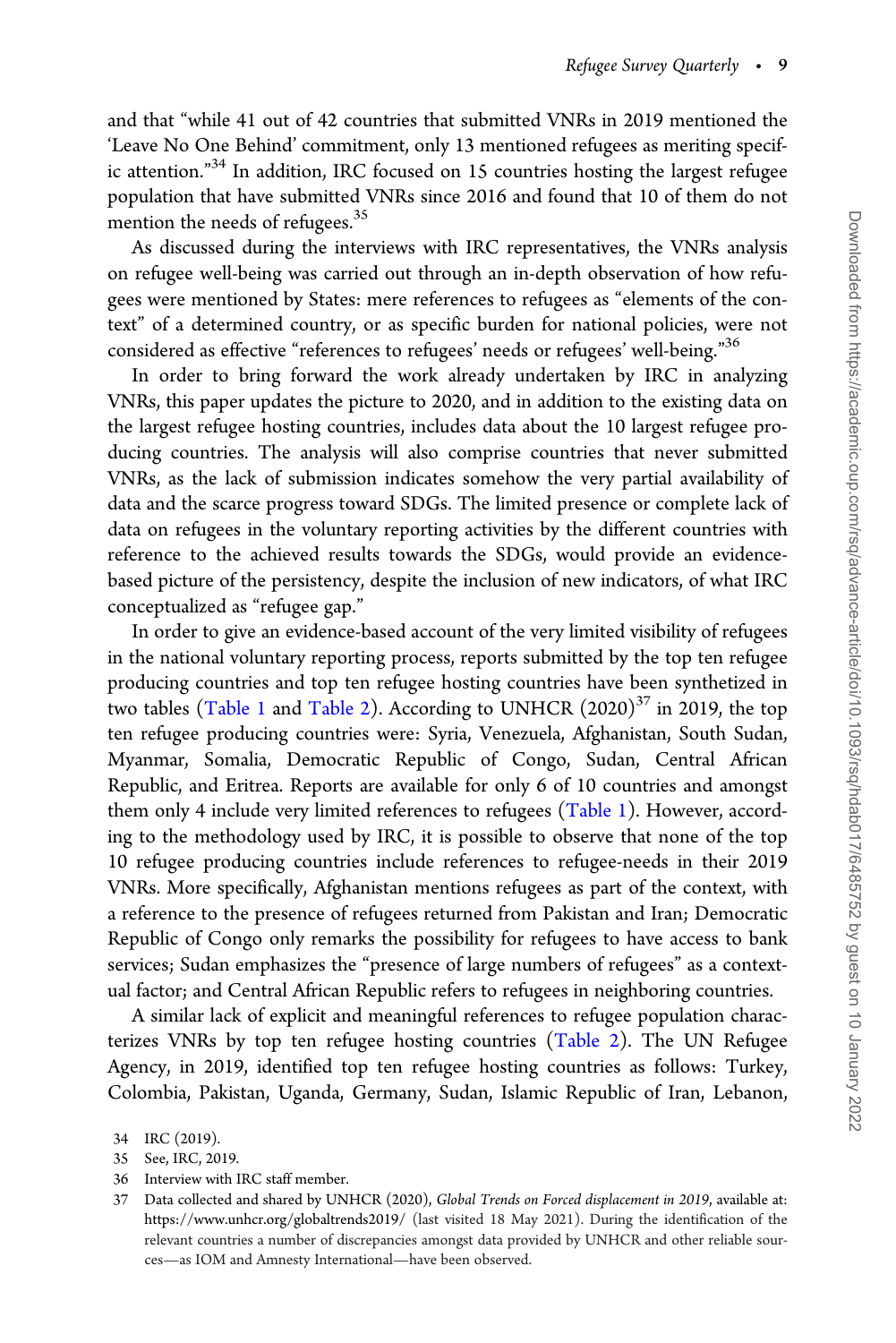and that "while 41 out of 42 countries that submitted VNRs in 2019 mentioned the 'Leave No One Behind' commitment, only 13 mentioned refugees as meriting specific attention."[34] In addition, IRC focused on 15 countries hosting the largest refugee population that have submitted VNRs since 2016 and found that 10 of them do not mention the needs of refugees.[35]

As discussed during the interviews with IRC representatives, the VNRs analysis on refugee well-being was carried out through an in-depth observation of how refugees were mentioned by States: mere references to refugees as "elements of the context" of a determined country, or as specific burden for national policies, were not considered as effective "references to refugees' needs or refugees' well-being."[36]

In order to bring forward the work already undertaken by IRC in analyzing VNRs, this paper updates the picture to 2020, and in addition to the existing data on the largest refugee hosting countries, includes data about the 10 largest refugee producing countries. The analysis will also comprise countries that never submitted VNRs, as the lack of submission indicates somehow the very partial availability of data and the scarce progress toward SDGs. The limited presence or complete lack of data on refugees in the voluntary reporting activities by the different countries with reference to the achieved results towards the SDGs, would provide an evidence-based picture of the persistency, despite the inclusion of new indicators, of what IRC conceptualized as "refugee gap."

In order to give an evidence-based account of the very limited visibility of refugees in the national voluntary reporting process, reports submitted by the top ten refugee producing countries and top ten refugee hosting countries have been synthetized in two tables (Table 1 and Table 2). According to UNHCR (2020)[37] in 2019, the top ten refugee producing countries were: Syria, Venezuela, Afghanistan, South Sudan, Myanmar, Somalia, Democratic Republic of Congo, Sudan, Central African Republic, and Eritrea. Reports are available for only 6 of 10 countries and amongst them only 4 include very limited references to refugees (Table 1). However, according to the methodology used by IRC, it is possible to observe that none of the top 10 refugee producing countries include references to refugee-needs in their 2019 VNRs. More specifically, Afghanistan mentions refugees as part of the context, with a reference to the presence of refugees returned from Pakistan and Iran; Democratic Republic of Congo only remarks the possibility for refugees to have access to bank services; Sudan emphasizes the "presence of large numbers of refugees" as a contextual factor; and Central African Republic refers to refugees in neighboring countries.

A similar lack of explicit and meaningful references to refugee population characterizes VNRs by top ten refugee hosting countries (Table 2). The UN Refugee Agency, in 2019, identified top ten refugee hosting countries as follows: Turkey, Colombia, Pakistan, Uganda, Germany, Sudan, Islamic Republic of Iran, Lebanon,

34 IRC (2019).

35 See, IRC, 2019.

36 Interview with IRC staff member.

37 Data collected and shared by UNHCR (2020), *Global Trends on Forced displacement in 2019*, available at: https://www.unhcr.org/globaltrends2019/ (last visited 18 May 2021). During the identification of the relevant countries a number of discrepancies amongst data provided by UNHCR and other reliable sources—as IOM and Amnesty International—have been observed.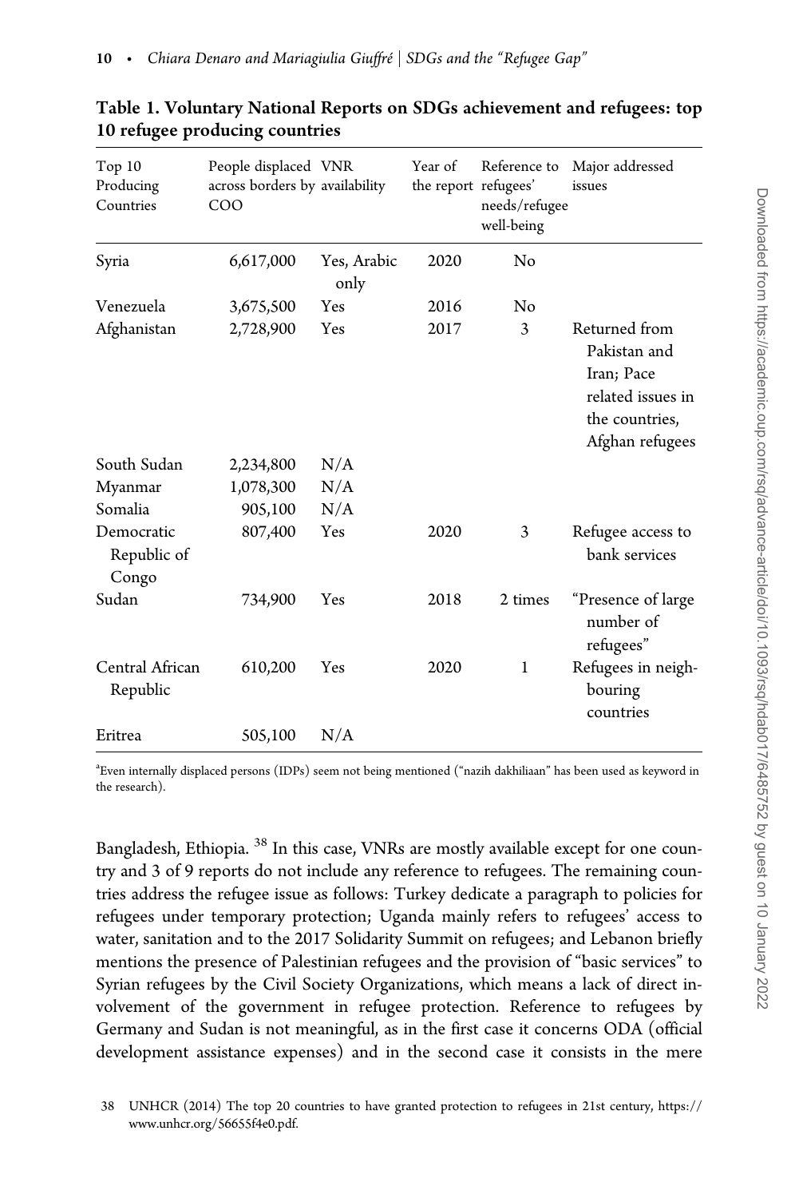**Table 1. Voluntary National Reports on SDGs achievement and refugees: top 10 refugee producing countries**

| Top 10 Producing Countries | People displaced across borders by COO | VNR availability | Year of the report | Reference to refugees' needs/refugee well-being | Major addressed issues |
|---|---|---|---|---|---|
| Syria | 6,617,000 | Yes, Arabic only | 2020 | No | |
| Venezuela | 3,675,500 | Yes | 2016 | No | |
| Afghanistan | 2,728,900 | Yes | 2017 | 3 | Returned from Pakistan and Iran; Pace related issues in the countries, Afghan refugees |
| South Sudan | 2,234,800 | N/A | | | |
| Myanmar | 1,078,300 | N/A | | | |
| Somalia | 905,100 | N/A | | | |
| Democratic Republic of Congo | 807,400 | Yes | 2020 | 3 | Refugee access to bank services |
| Sudan | 734,900 | Yes | 2018 | 2 times | "Presence of large number of refugees" |
| Central African Republic | 610,200 | Yes | 2020 | 1 | Refugees in neighbouring countries |
| Eritrea | 505,100 | N/A | | | |

[a]Even internally displaced persons (IDPs) seem not being mentioned ("nazih dakhiliaan" has been used as keyword in the research).

Bangladesh, Ethiopia. [38] In this case, VNRs are mostly available except for one country and 3 of 9 reports do not include any reference to refugees. The remaining countries address the refugee issue as follows: Turkey dedicate a paragraph to policies for refugees under temporary protection; Uganda mainly refers to refugees' access to water, sanitation and to the 2017 Solidarity Summit on refugees; and Lebanon briefly mentions the presence of Palestinian refugees and the provision of "basic services" to Syrian refugees by the Civil Society Organizations, which means a lack of direct involvement of the government in refugee protection. Reference to refugees by Germany and Sudan is not meaningful, as in the first case it concerns ODA (official development assistance expenses) and in the second case it consists in the mere

38 UNHCR (2014) The top 20 countries to have granted protection to refugees in 21st century, https://www.unhcr.org/56655f4e0.pdf.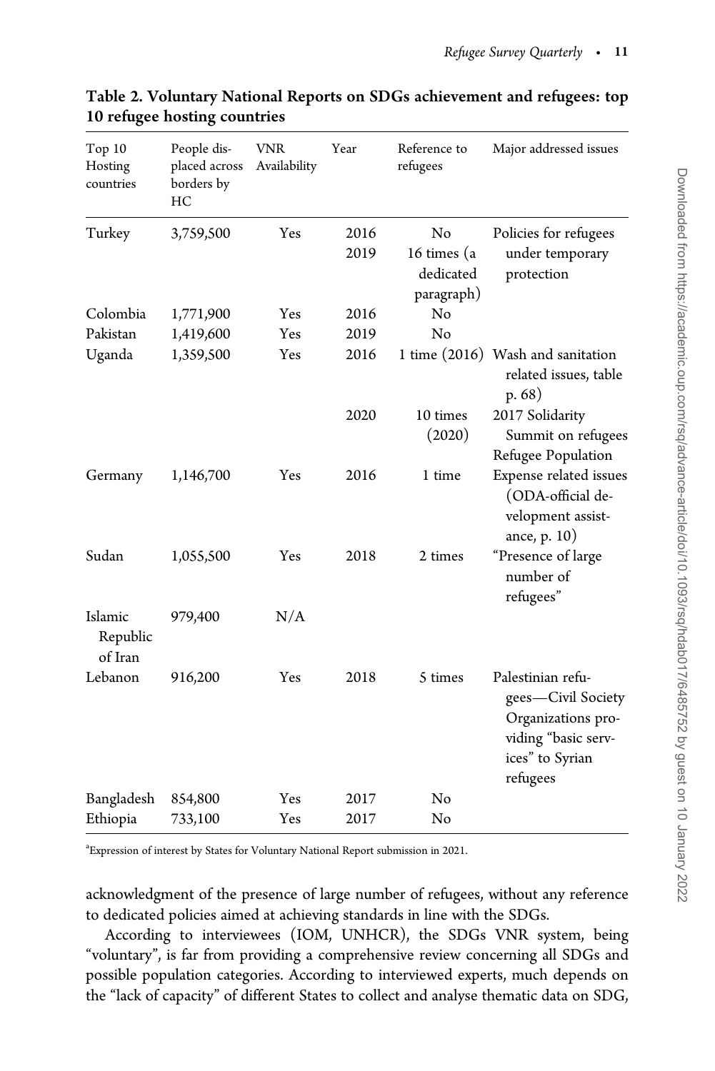**Table 2. Voluntary National Reports on SDGs achievement and refugees: top 10 refugee hosting countries**

| Top 10 Hosting countries | People displaced across borders by HC | VNR Availability | Year | Reference to refugees | Major addressed issues |
|---|---|---|---|---|---|
| Turkey | 3,759,500 | Yes | 2016 | No | Policies for refugees under temporary protection |
| | | | 2019 | 16 times (a dedicated paragraph) | |
| Colombia | 1,771,900 | Yes | 2016 | No | |
| Pakistan | 1,419,600 | Yes | 2019 | No | |
| Uganda | 1,359,500 | Yes | 2016 | 1 time (2016) | Wash and sanitation related issues, table p. 68) |
| | | | 2020 | 10 times (2020) | 2017 Solidarity Summit on refugees Refugee Population |
| Germany | 1,146,700 | Yes | 2016 | 1 time | Expense related issues (ODA-official development assistance, p. 10) |
| Sudan | 1,055,500 | Yes | 2018 | 2 times | "Presence of large number of refugees" |
| Islamic Republic of Iran | 979,400 | N/A | | | |
| Lebanon | 916,200 | Yes | 2018 | 5 times | Palestinian refugees—Civil Society Organizations providing "basic services" to Syrian refugees |
| Bangladesh | 854,800 | Yes | 2017 | No | |
| Ethiopia | 733,100 | Yes | 2017 | No | |

[a]Expression of interest by States for Voluntary National Report submission in 2021.

acknowledgment of the presence of large number of refugees, without any reference to dedicated policies aimed at achieving standards in line with the SDGs.

According to interviewees (IOM, UNHCR), the SDGs VNR system, being "voluntary", is far from providing a comprehensive review concerning all SDGs and possible population categories. According to interviewed experts, much depends on the "lack of capacity" of different States to collect and analyse thematic data on SDG,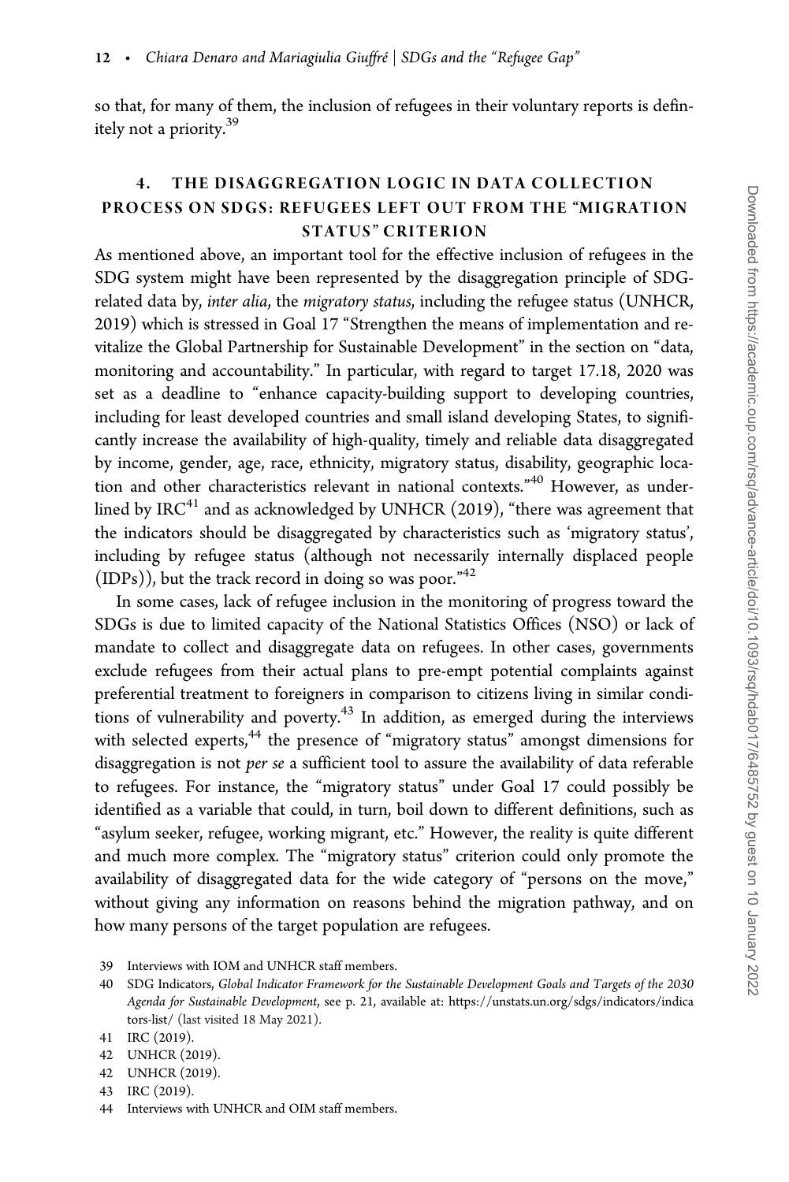so that, for many of them, the inclusion of refugees in their voluntary reports is definitely not a priority.[39]

## 4. THE DISAGGREGATION LOGIC IN DATA COLLECTION PROCESS ON SDGS: REFUGEES LEFT OUT FROM THE "MIGRATION STATUS" CRITERION

As mentioned above, an important tool for the effective inclusion of refugees in the SDG system might have been represented by the disaggregation principle of SDG-related data by, *inter alia*, the *migratory status*, including the refugee status (UNHCR, 2019) which is stressed in Goal 17 "Strengthen the means of implementation and revitalize the Global Partnership for Sustainable Development" in the section on "data, monitoring and accountability." In particular, with regard to target 17.18, 2020 was set as a deadline to "enhance capacity-building support to developing countries, including for least developed countries and small island developing States, to significantly increase the availability of high-quality, timely and reliable data disaggregated by income, gender, age, race, ethnicity, migratory status, disability, geographic location and other characteristics relevant in national contexts."[40] However, as underlined by IRC[41] and as acknowledged by UNHCR (2019), "there was agreement that the indicators should be disaggregated by characteristics such as 'migratory status', including by refugee status (although not necessarily internally displaced people (IDPs)), but the track record in doing so was poor."[42]

In some cases, lack of refugee inclusion in the monitoring of progress toward the SDGs is due to limited capacity of the National Statistics Offices (NSO) or lack of mandate to collect and disaggregate data on refugees. In other cases, governments exclude refugees from their actual plans to pre-empt potential complaints against preferential treatment to foreigners in comparison to citizens living in similar conditions of vulnerability and poverty.[43] In addition, as emerged during the interviews with selected experts,[44] the presence of "migratory status" amongst dimensions for disaggregation is not *per se* a sufficient tool to assure the availability of data referable to refugees. For instance, the "migratory status" under Goal 17 could possibly be identified as a variable that could, in turn, boil down to different definitions, such as "asylum seeker, refugee, working migrant, etc." However, the reality is quite different and much more complex. The "migratory status" criterion could only promote the availability of disaggregated data for the wide category of "persons on the move," without giving any information on reasons behind the migration pathway, and on how many persons of the target population are refugees.

39 Interviews with IOM and UNHCR staff members.

40 SDG Indicators, *Global Indicator Framework for the Sustainable Development Goals and Targets of the 2030 Agenda for Sustainable Development*, see p. 21, available at: https://unstats.un.org/sdgs/indicators/indicators-list/ (last visited 18 May 2021).

41 IRC (2019).

42 UNHCR (2019).

42 UNHCR (2019).

43 IRC (2019).

44 Interviews with UNHCR and OIM staff members.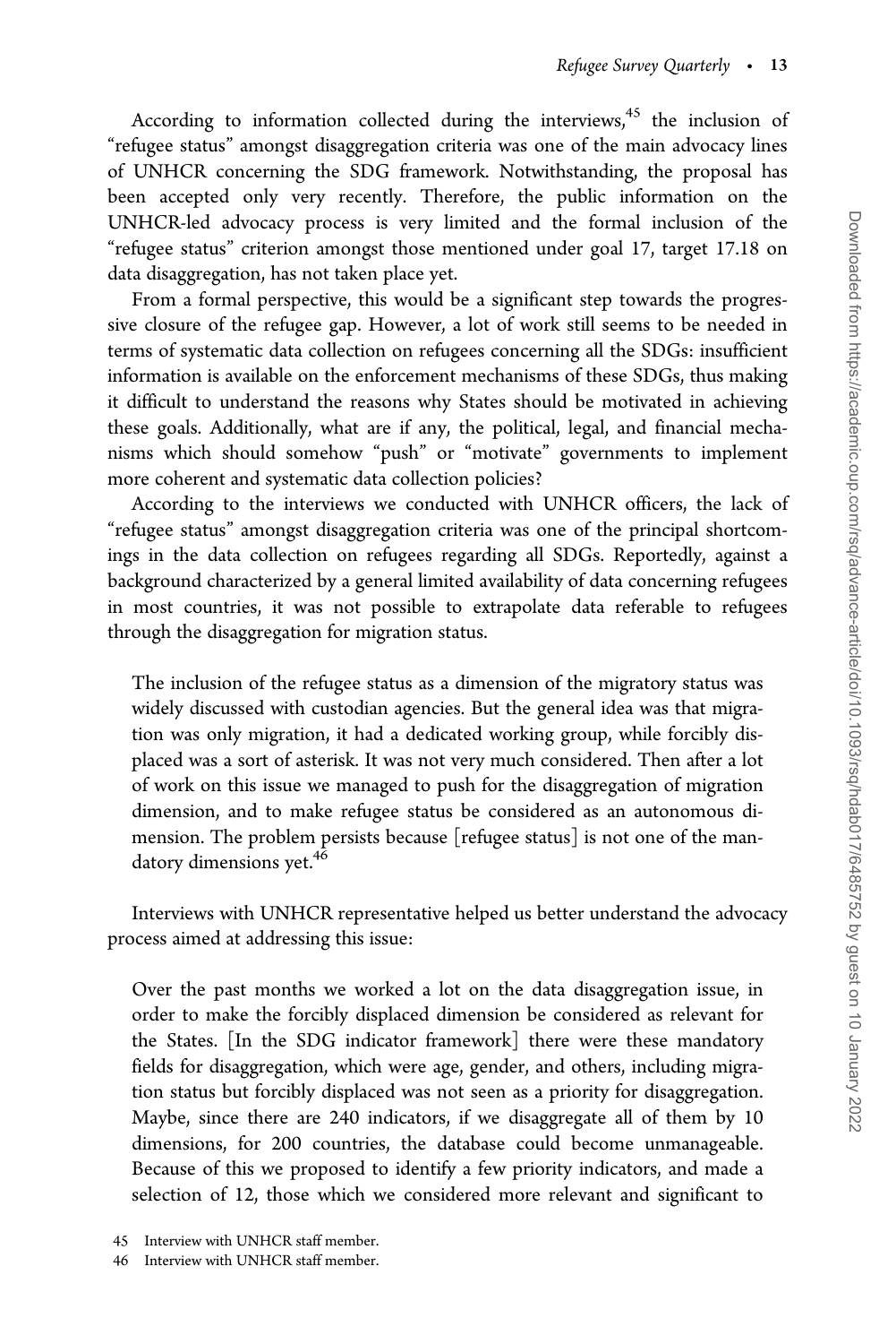According to information collected during the interviews,[45] the inclusion of "refugee status" amongst disaggregation criteria was one of the main advocacy lines of UNHCR concerning the SDG framework. Notwithstanding, the proposal has been accepted only very recently. Therefore, the public information on the UNHCR-led advocacy process is very limited and the formal inclusion of the "refugee status" criterion amongst those mentioned under goal 17, target 17.18 on data disaggregation, has not taken place yet.

From a formal perspective, this would be a significant step towards the progressive closure of the refugee gap. However, a lot of work still seems to be needed in terms of systematic data collection on refugees concerning all the SDGs: insufficient information is available on the enforcement mechanisms of these SDGs, thus making it difficult to understand the reasons why States should be motivated in achieving these goals. Additionally, what are if any, the political, legal, and financial mechanisms which should somehow "push" or "motivate" governments to implement more coherent and systematic data collection policies?

According to the interviews we conducted with UNHCR officers, the lack of "refugee status" amongst disaggregation criteria was one of the principal shortcomings in the data collection on refugees regarding all SDGs. Reportedly, against a background characterized by a general limited availability of data concerning refugees in most countries, it was not possible to extrapolate data referable to refugees through the disaggregation for migration status.

> The inclusion of the refugee status as a dimension of the migratory status was widely discussed with custodian agencies. But the general idea was that migration was only migration, it had a dedicated working group, while forcibly displaced was a sort of asterisk. It was not very much considered. Then after a lot of work on this issue we managed to push for the disaggregation of migration dimension, and to make refugee status be considered as an autonomous dimension. The problem persists because [refugee status] is not one of the mandatory dimensions yet.[46]

Interviews with UNHCR representative helped us better understand the advocacy process aimed at addressing this issue:

> Over the past months we worked a lot on the data disaggregation issue, in order to make the forcibly displaced dimension be considered as relevant for the States. [In the SDG indicator framework] there were these mandatory fields for disaggregation, which were age, gender, and others, including migration status but forcibly displaced was not seen as a priority for disaggregation. Maybe, since there are 240 indicators, if we disaggregate all of them by 10 dimensions, for 200 countries, the database could become unmanageable. Because of this we proposed to identify a few priority indicators, and made a selection of 12, those which we considered more relevant and significant to

45 Interview with UNHCR staff member.

46 Interview with UNHCR staff member.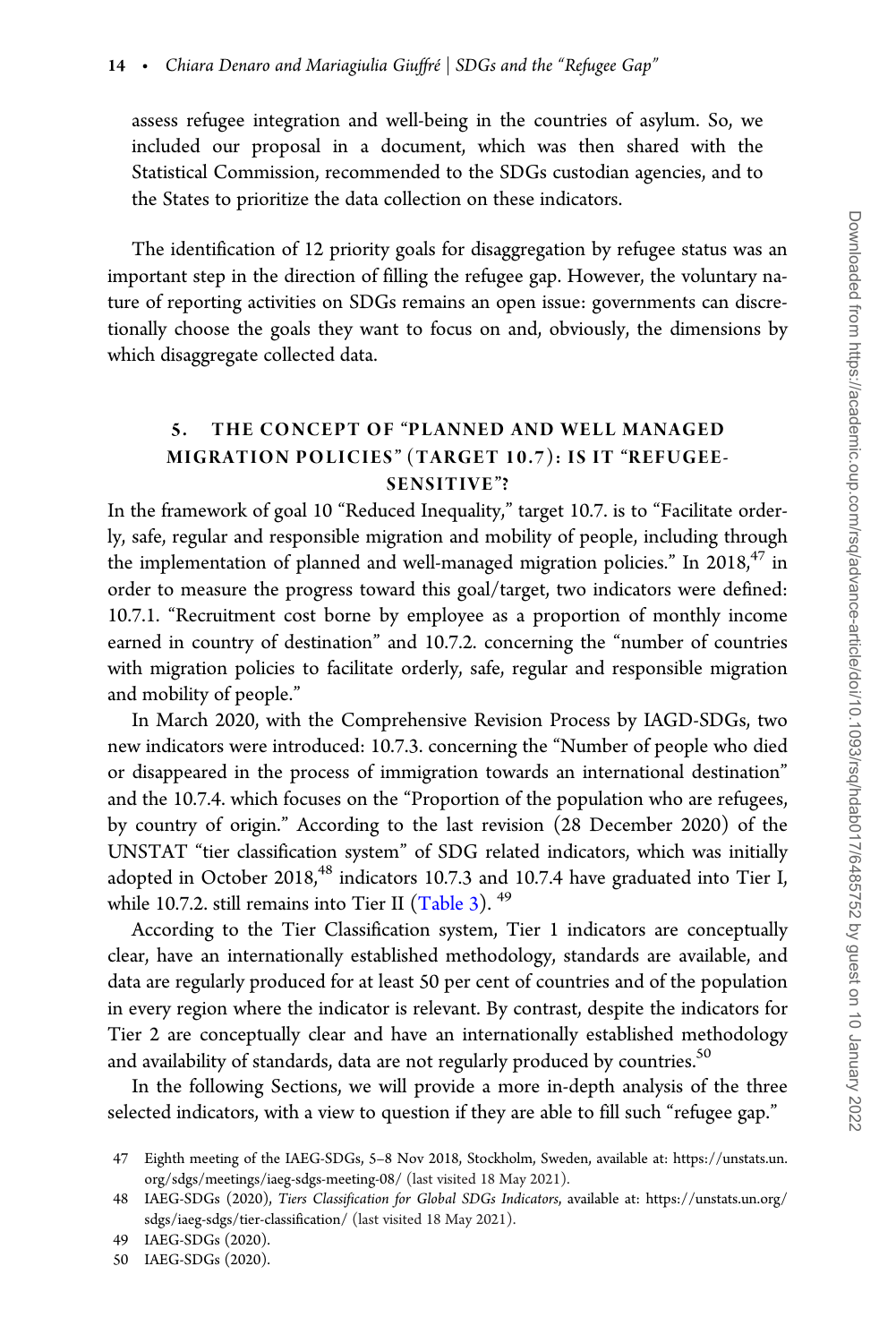assess refugee integration and well-being in the countries of asylum. So, we included our proposal in a document, which was then shared with the Statistical Commission, recommended to the SDGs custodian agencies, and to the States to prioritize the data collection on these indicators.

The identification of 12 priority goals for disaggregation by refugee status was an important step in the direction of filling the refugee gap. However, the voluntary nature of reporting activities on SDGs remains an open issue: governments can discretionally choose the goals they want to focus on and, obviously, the dimensions by which disaggregate collected data.

## 5. THE CONCEPT OF "PLANNED AND WELL MANAGED MIGRATION POLICIES" (TARGET 10.7): IS IT "REFUGEE-SENSITIVE"?

In the framework of goal 10 "Reduced Inequality," target 10.7. is to "Facilitate orderly, safe, regular and responsible migration and mobility of people, including through the implementation of planned and well-managed migration policies." In 2018,[47] in order to measure the progress toward this goal/target, two indicators were defined: 10.7.1. "Recruitment cost borne by employee as a proportion of monthly income earned in country of destination" and 10.7.2. concerning the "number of countries with migration policies to facilitate orderly, safe, regular and responsible migration and mobility of people."

In March 2020, with the Comprehensive Revision Process by IAGD-SDGs, two new indicators were introduced: 10.7.3. concerning the "Number of people who died or disappeared in the process of immigration towards an international destination" and the 10.7.4. which focuses on the "Proportion of the population who are refugees, by country of origin." According to the last revision (28 December 2020) of the UNSTAT "tier classification system" of SDG related indicators, which was initially adopted in October 2018,[48] indicators 10.7.3 and 10.7.4 have graduated into Tier I, while 10.7.2. still remains into Tier II (Table 3).[49]

According to the Tier Classification system, Tier 1 indicators are conceptually clear, have an internationally established methodology, standards are available, and data are regularly produced for at least 50 per cent of countries and of the population in every region where the indicator is relevant. By contrast, despite the indicators for Tier 2 are conceptually clear and have an internationally established methodology and availability of standards, data are not regularly produced by countries.[50]

In the following Sections, we will provide a more in-depth analysis of the three selected indicators, with a view to question if they are able to fill such "refugee gap."

47 Eighth meeting of the IAEG-SDGs, 5–8 Nov 2018, Stockholm, Sweden, available at: https://unstats.un.org/sdgs/meetings/iaeg-sdgs-meeting-08/ (last visited 18 May 2021).

48 IAEG-SDGs (2020), *Tiers Classification for Global SDGs Indicators*, available at: https://unstats.un.org/sdgs/iaeg-sdgs/tier-classification/ (last visited 18 May 2021).

49 IAEG-SDGs (2020).

50 IAEG-SDGs (2020).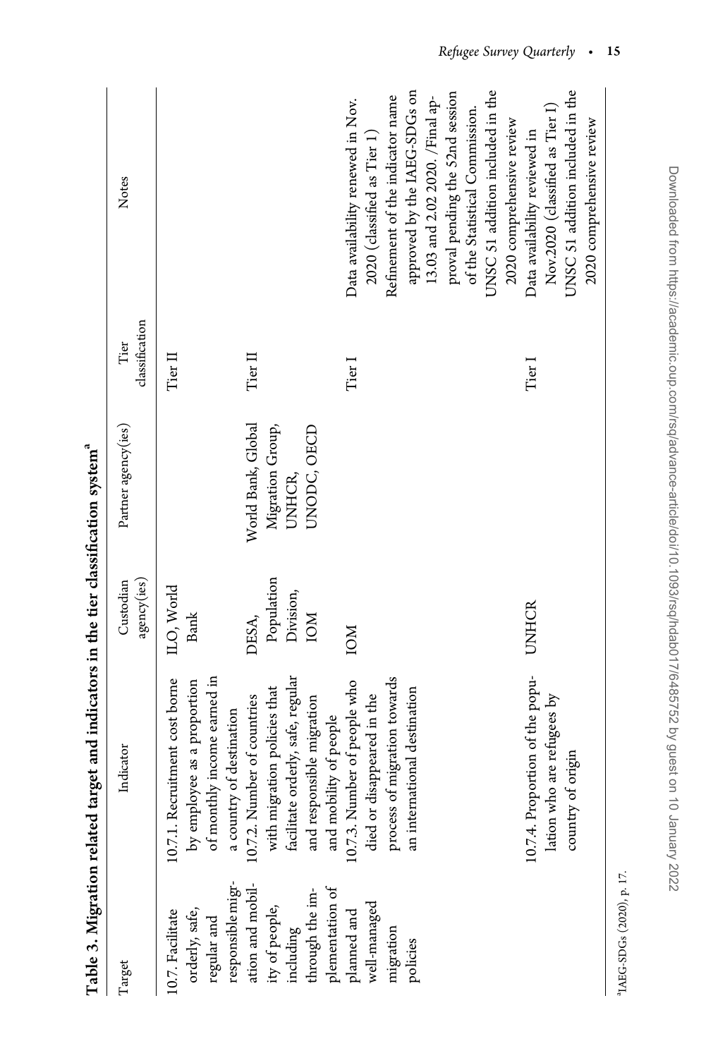**Table 3. Migration related target and indicators in the tier classification system**[a]

| Target | Indicator | Custodian agency(ies) | Partner agency(ies) | Tier classification | Notes |
|---|---|---|---|---|---|
| 10.7. Facilitate orderly, safe, regular and responsible migration and mobility of people, including through the implementation of planned and well-managed migration policies | 10.7.1. Recruitment cost borne by employee as a proportion of monthly income earned in a country of destination | ILO, World Bank | | Tier II | |
| | 10.7.2. Number of countries with migration policies that facilitate orderly, safe, regular and responsible migration and mobility of people | DESA, Population Division, IOM | World Bank, Global Migration Group, UNHCR, UNODC, OECD | Tier II | |
| | 10.7.3. Number of people who died or disappeared in the process of migration towards an international destination | IOM | | Tier I | Data availability renewed in Nov. 2020 (classified as Tier 1) Refinement of the indicator name approved by the IAEG-SDGs on 13.03 and 2.02 2020. /Final approval pending the 52nd session of the Statistical Commission. UNSC 51 addition included in the 2020 comprehensive review |
| | 10.7.4. Proportion of the population who are refugees by country of origin | UNHCR | | Tier I | Data availability reviewed in Nov.2020 (classified as Tier I) UNSC 51 addition included in the 2020 comprehensive review |

[a]IAEG-SDGs (2020), p. 17.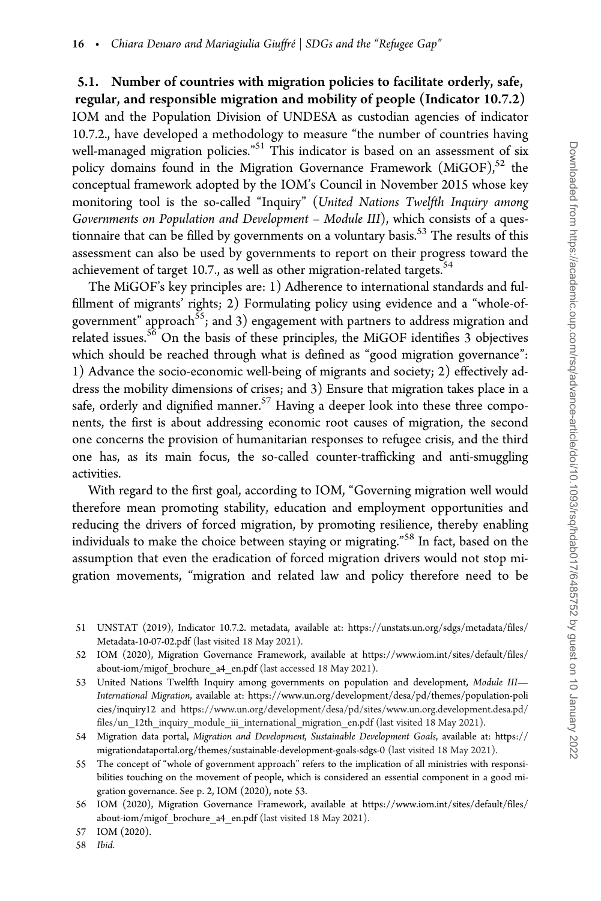### 5.1. Number of countries with migration policies to facilitate orderly, safe, regular, and responsible migration and mobility of people (Indicator 10.7.2)

IOM and the Population Division of UNDESA as custodian agencies of indicator 10.7.2., have developed a methodology to measure "the number of countries having well-managed migration policies."[51] This indicator is based on an assessment of six policy domains found in the Migration Governance Framework (MiGOF),[52] the conceptual framework adopted by the IOM's Council in November 2015 whose key monitoring tool is the so-called "Inquiry" (*United Nations Twelfth Inquiry among Governments on Population and Development – Module III*), which consists of a questionnaire that can be filled by governments on a voluntary basis.[53] The results of this assessment can also be used by governments to report on their progress toward the achievement of target 10.7., as well as other migration-related targets.[54]

The MiGOF's key principles are: 1) Adherence to international standards and fulfillment of migrants' rights; 2) Formulating policy using evidence and a "whole-of-government" approach[55]; and 3) engagement with partners to address migration and related issues.[56] On the basis of these principles, the MiGOF identifies 3 objectives which should be reached through what is defined as "good migration governance": 1) Advance the socio-economic well-being of migrants and society; 2) effectively address the mobility dimensions of crises; and 3) Ensure that migration takes place in a safe, orderly and dignified manner.[57] Having a deeper look into these three components, the first is about addressing economic root causes of migration, the second one concerns the provision of humanitarian responses to refugee crisis, and the third one has, as its main focus, the so-called counter-trafficking and anti-smuggling activities.

With regard to the first goal, according to IOM, "Governing migration well would therefore mean promoting stability, education and employment opportunities and reducing the drivers of forced migration, by promoting resilience, thereby enabling individuals to make the choice between staying or migrating."[58] In fact, based on the assumption that even the eradication of forced migration drivers would not stop migration movements, "migration and related law and policy therefore need to be

---

51 UNSTAT (2019), Indicator 10.7.2. metadata, available at: https://unstats.un.org/sdgs/metadata/files/Metadata-10-07-02.pdf (last visited 18 May 2021).

52 IOM (2020), Migration Governance Framework, available at https://www.iom.int/sites/default/files/about-iom/migof_brochure_a4_en.pdf (last accessed 18 May 2021).

53 United Nations Twelfth Inquiry among governments on population and development, *Module III—International Migration*, available at: https://www.un.org/development/desa/pd/themes/population-policies/inquiry12 and https://www.un.org/development/desa/pd/sites/www.un.org.development.desa.pd/files/un_12th_inquiry_module_iii_international_migration_en.pdf (last visited 18 May 2021).

54 Migration data portal, *Migration and Development, Sustainable Development Goals*, available at: https://migrationdataportal.org/themes/sustainable-development-goals-sdgs-0 (last visited 18 May 2021).

55 The concept of "whole of government approach" refers to the implication of all ministries with responsibilities touching on the movement of people, which is considered an essential component in a good migration governance. See p. 2, IOM (2020), note 53.

56 IOM (2020), Migration Governance Framework, available at https://www.iom.int/sites/default/files/about-iom/migof_brochure_a4_en.pdf (last visited 18 May 2021).

57 IOM (2020).

58 *Ibid.*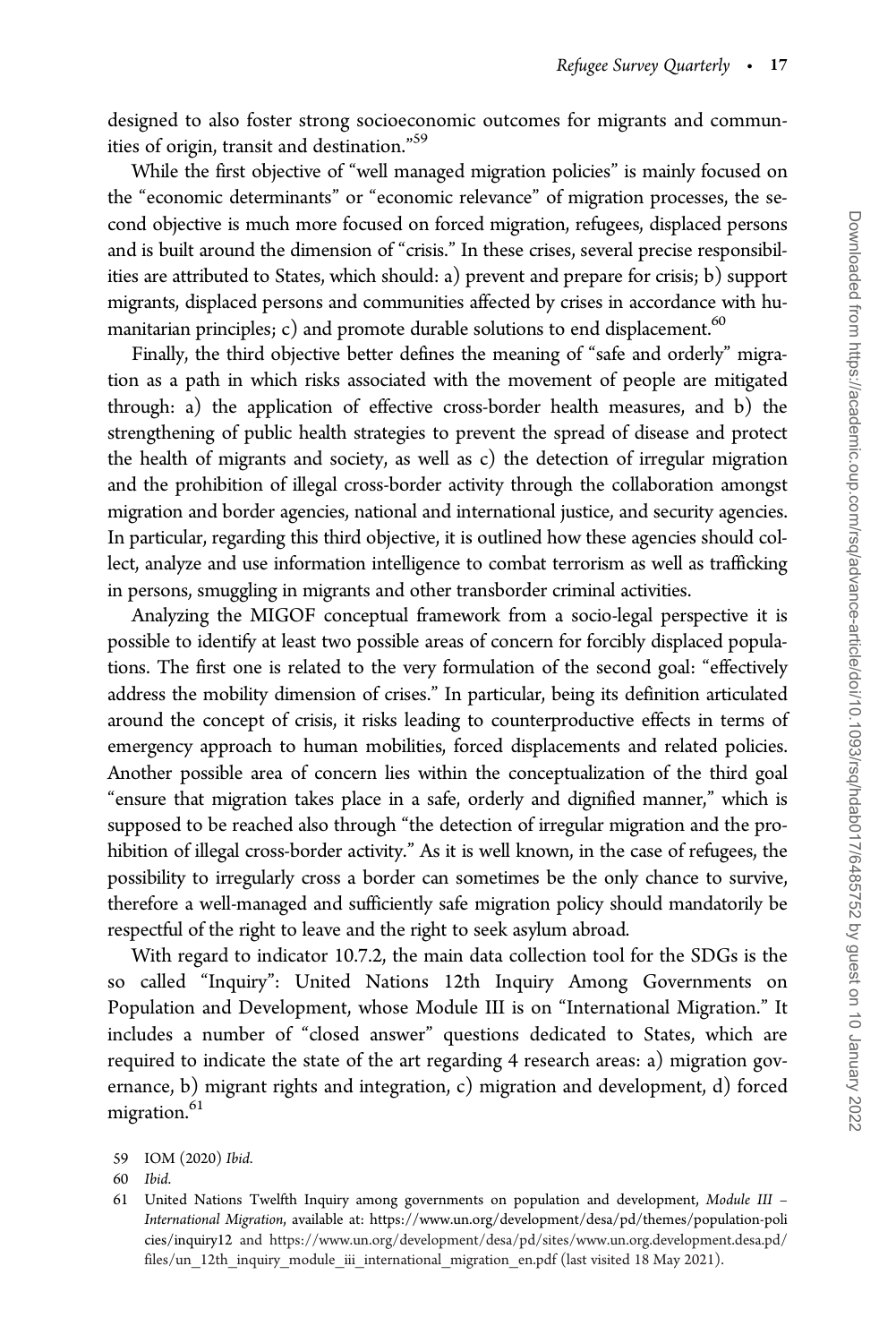designed to also foster strong socioeconomic outcomes for migrants and communities of origin, transit and destination."[59]

While the first objective of "well managed migration policies" is mainly focused on the "economic determinants" or "economic relevance" of migration processes, the second objective is much more focused on forced migration, refugees, displaced persons and is built around the dimension of "crisis." In these crises, several precise responsibilities are attributed to States, which should: a) prevent and prepare for crisis; b) support migrants, displaced persons and communities affected by crises in accordance with humanitarian principles; c) and promote durable solutions to end displacement.[60]

Finally, the third objective better defines the meaning of "safe and orderly" migration as a path in which risks associated with the movement of people are mitigated through: a) the application of effective cross-border health measures, and b) the strengthening of public health strategies to prevent the spread of disease and protect the health of migrants and society, as well as c) the detection of irregular migration and the prohibition of illegal cross-border activity through the collaboration amongst migration and border agencies, national and international justice, and security agencies. In particular, regarding this third objective, it is outlined how these agencies should collect, analyze and use information intelligence to combat terrorism as well as trafficking in persons, smuggling in migrants and other transborder criminal activities.

Analyzing the MIGOF conceptual framework from a socio-legal perspective it is possible to identify at least two possible areas of concern for forcibly displaced populations. The first one is related to the very formulation of the second goal: "effectively address the mobility dimension of crises." In particular, being its definition articulated around the concept of crisis, it risks leading to counterproductive effects in terms of emergency approach to human mobilities, forced displacements and related policies. Another possible area of concern lies within the conceptualization of the third goal "ensure that migration takes place in a safe, orderly and dignified manner," which is supposed to be reached also through "the detection of irregular migration and the prohibition of illegal cross-border activity." As it is well known, in the case of refugees, the possibility to irregularly cross a border can sometimes be the only chance to survive, therefore a well-managed and sufficiently safe migration policy should mandatorily be respectful of the right to leave and the right to seek asylum abroad.

With regard to indicator 10.7.2, the main data collection tool for the SDGs is the so called "Inquiry": United Nations 12th Inquiry Among Governments on Population and Development, whose Module III is on "International Migration." It includes a number of "closed answer" questions dedicated to States, which are required to indicate the state of the art regarding 4 research areas: a) migration governance, b) migrant rights and integration, c) migration and development, d) forced migration.[61]

59 IOM (2020) *Ibid.*

60 *Ibid.*

61 United Nations Twelfth Inquiry among governments on population and development, *Module III – International Migration*, available at: https://www.un.org/development/desa/pd/themes/population-policies/inquiry12 and https://www.un.org/development/desa/pd/sites/www.un.org.development.desa.pd/files/un_12th_inquiry_module_iii_international_migration_en.pdf (last visited 18 May 2021).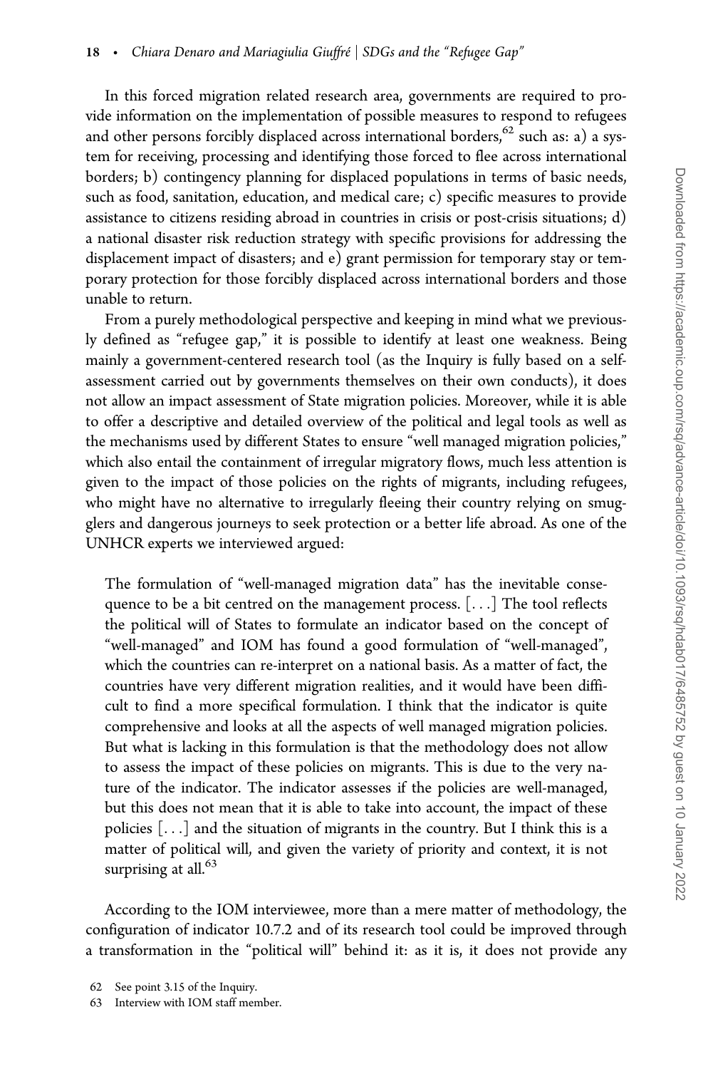In this forced migration related research area, governments are required to provide information on the implementation of possible measures to respond to refugees and other persons forcibly displaced across international borders,[62] such as: a) a system for receiving, processing and identifying those forced to flee across international borders; b) contingency planning for displaced populations in terms of basic needs, such as food, sanitation, education, and medical care; c) specific measures to provide assistance to citizens residing abroad in countries in crisis or post-crisis situations; d) a national disaster risk reduction strategy with specific provisions for addressing the displacement impact of disasters; and e) grant permission for temporary stay or temporary protection for those forcibly displaced across international borders and those unable to return.

From a purely methodological perspective and keeping in mind what we previously defined as "refugee gap," it is possible to identify at least one weakness. Being mainly a government-centered research tool (as the Inquiry is fully based on a self-assessment carried out by governments themselves on their own conducts), it does not allow an impact assessment of State migration policies. Moreover, while it is able to offer a descriptive and detailed overview of the political and legal tools as well as the mechanisms used by different States to ensure "well managed migration policies," which also entail the containment of irregular migratory flows, much less attention is given to the impact of those policies on the rights of migrants, including refugees, who might have no alternative to irregularly fleeing their country relying on smugglers and dangerous journeys to seek protection or a better life abroad. As one of the UNHCR experts we interviewed argued:

> The formulation of "well-managed migration data" has the inevitable consequence to be a bit centred on the management process. [...] The tool reflects the political will of States to formulate an indicator based on the concept of "well-managed" and IOM has found a good formulation of "well-managed", which the countries can re-interpret on a national basis. As a matter of fact, the countries have very different migration realities, and it would have been difficult to find a more specifical formulation. I think that the indicator is quite comprehensive and looks at all the aspects of well managed migration policies. But what is lacking in this formulation is that the methodology does not allow to assess the impact of these policies on migrants. This is due to the very nature of the indicator. The indicator assesses if the policies are well-managed, but this does not mean that it is able to take into account, the impact of these policies [...] and the situation of migrants in the country. But I think this is a matter of political will, and given the variety of priority and context, it is not surprising at all.[63]

According to the IOM interviewee, more than a mere matter of methodology, the configuration of indicator 10.7.2 and of its research tool could be improved through a transformation in the "political will" behind it: as it is, it does not provide any

62 See point 3.15 of the Inquiry.

63 Interview with IOM staff member.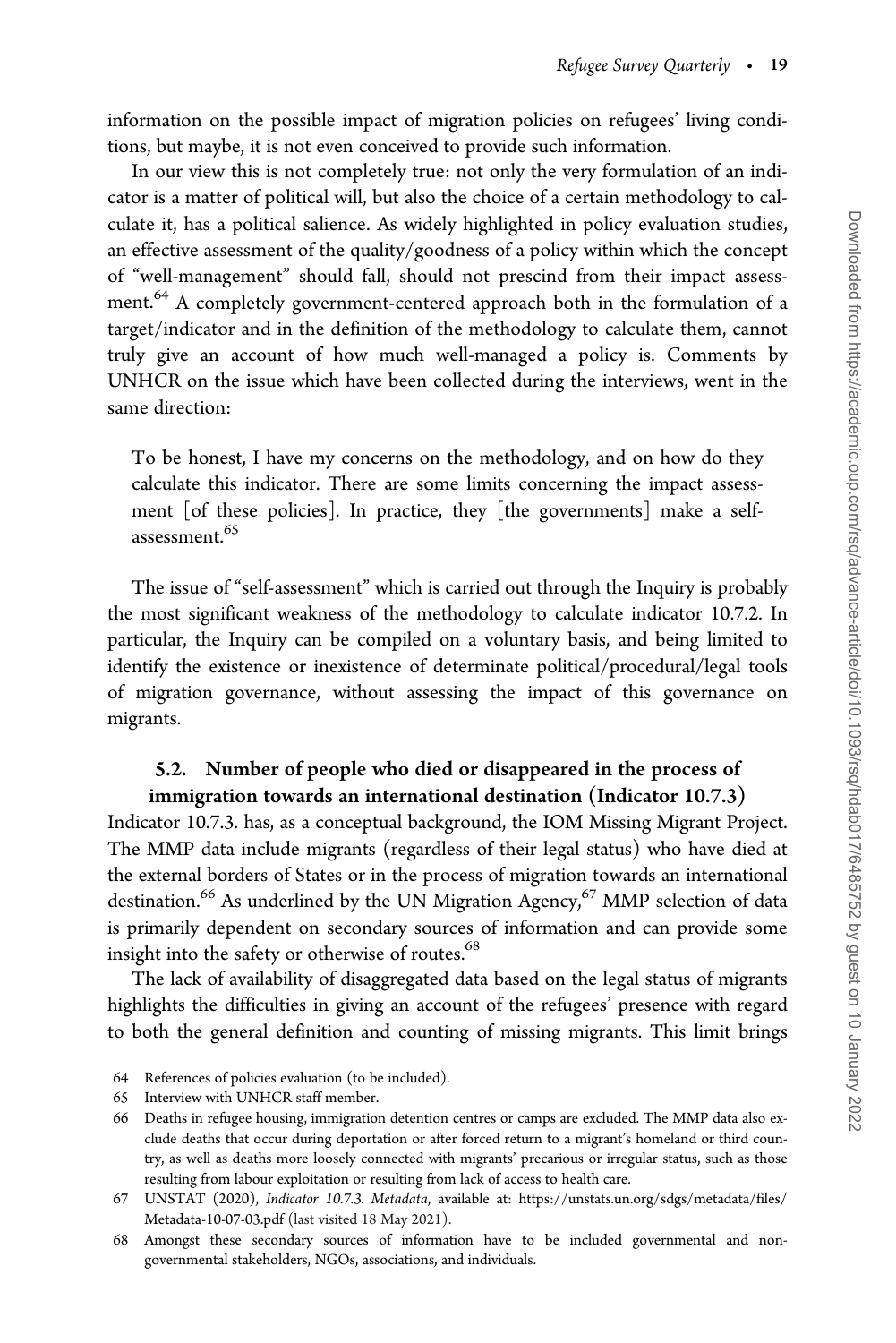information on the possible impact of migration policies on refugees' living conditions, but maybe, it is not even conceived to provide such information.

In our view this is not completely true: not only the very formulation of an indicator is a matter of political will, but also the choice of a certain methodology to calculate it, has a political salience. As widely highlighted in policy evaluation studies, an effective assessment of the quality/goodness of a policy within which the concept of "well-management" should fall, should not prescind from their impact assessment.[64] A completely government-centered approach both in the formulation of a target/indicator and in the definition of the methodology to calculate them, cannot truly give an account of how much well-managed a policy is. Comments by UNHCR on the issue which have been collected during the interviews, went in the same direction:

> To be honest, I have my concerns on the methodology, and on how do they calculate this indicator. There are some limits concerning the impact assessment [of these policies]. In practice, they [the governments] make a self-assessment.[65]

The issue of "self-assessment" which is carried out through the Inquiry is probably the most significant weakness of the methodology to calculate indicator 10.7.2. In particular, the Inquiry can be compiled on a voluntary basis, and being limited to identify the existence or inexistence of determinate political/procedural/legal tools of migration governance, without assessing the impact of this governance on migrants.

### 5.2. Number of people who died or disappeared in the process of immigration towards an international destination (Indicator 10.7.3)

Indicator 10.7.3. has, as a conceptual background, the IOM Missing Migrant Project. The MMP data include migrants (regardless of their legal status) who have died at the external borders of States or in the process of migration towards an international destination.[66] As underlined by the UN Migration Agency,[67] MMP selection of data is primarily dependent on secondary sources of information and can provide some insight into the safety or otherwise of routes.[68]

The lack of availability of disaggregated data based on the legal status of migrants highlights the difficulties in giving an account of the refugees' presence with regard to both the general definition and counting of missing migrants. This limit brings

64 References of policies evaluation (to be included).

65 Interview with UNHCR staff member.

66 Deaths in refugee housing, immigration detention centres or camps are excluded. The MMP data also exclude deaths that occur during deportation or after forced return to a migrant's homeland or third country, as well as deaths more loosely connected with migrants' precarious or irregular status, such as those resulting from labour exploitation or resulting from lack of access to health care.

67 UNSTAT (2020), *Indicator 10.7.3. Metadata*, available at: https://unstats.un.org/sdgs/metadata/files/Metadata-10-07-03.pdf (last visited 18 May 2021).

68 Amongst these secondary sources of information have to be included governmental and non-governmental stakeholders, NGOs, associations, and individuals.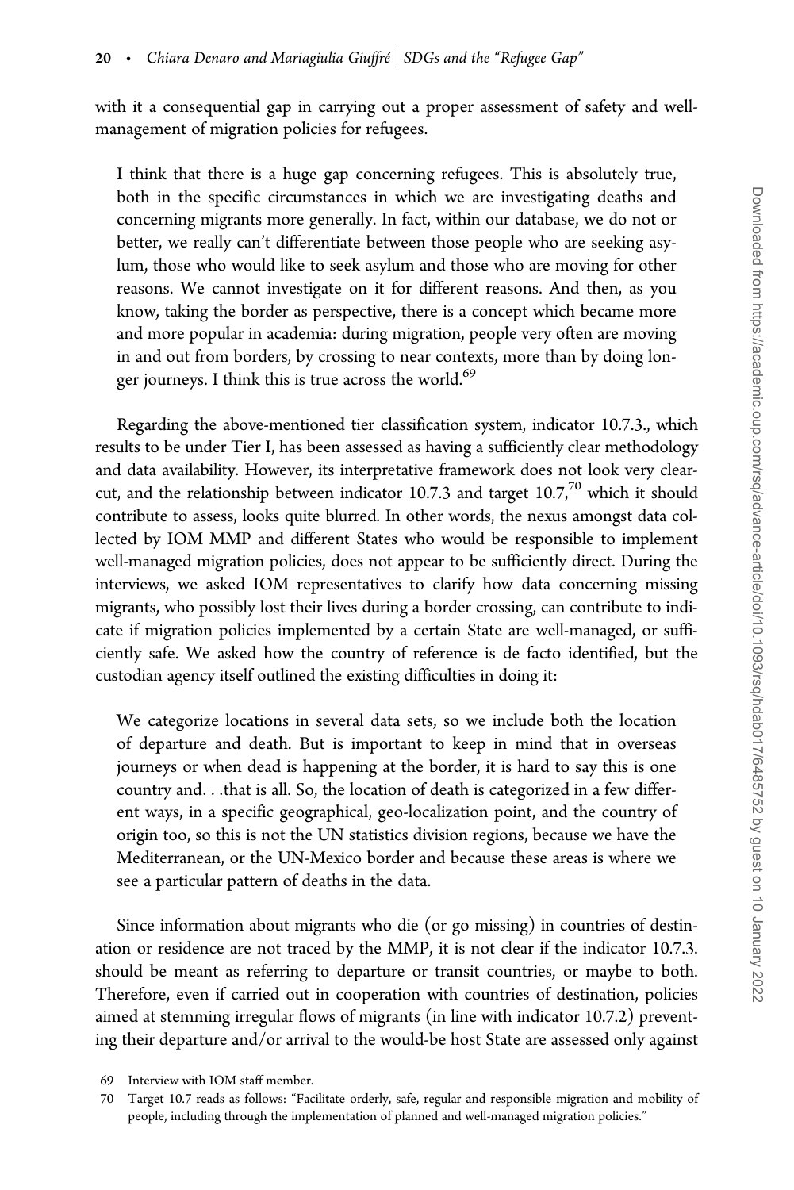with it a consequential gap in carrying out a proper assessment of safety and well-management of migration policies for refugees.

> I think that there is a huge gap concerning refugees. This is absolutely true, both in the specific circumstances in which we are investigating deaths and concerning migrants more generally. In fact, within our database, we do not or better, we really can't differentiate between those people who are seeking asylum, those who would like to seek asylum and those who are moving for other reasons. We cannot investigate on it for different reasons. And then, as you know, taking the border as perspective, there is a concept which became more and more popular in academia: during migration, people very often are moving in and out from borders, by crossing to near contexts, more than by doing longer journeys. I think this is true across the world.[69]

Regarding the above-mentioned tier classification system, indicator 10.7.3., which results to be under Tier I, has been assessed as having a sufficiently clear methodology and data availability. However, its interpretative framework does not look very clear-cut, and the relationship between indicator 10.7.3 and target 10.7,[70] which it should contribute to assess, looks quite blurred. In other words, the nexus amongst data collected by IOM MMP and different States who would be responsible to implement well-managed migration policies, does not appear to be sufficiently direct. During the interviews, we asked IOM representatives to clarify how data concerning missing migrants, who possibly lost their lives during a border crossing, can contribute to indicate if migration policies implemented by a certain State are well-managed, or sufficiently safe. We asked how the country of reference is de facto identified, but the custodian agency itself outlined the existing difficulties in doing it:

> We categorize locations in several data sets, so we include both the location of departure and death. But is important to keep in mind that in overseas journeys or when dead is happening at the border, it is hard to say this is one country and. . .that is all. So, the location of death is categorized in a few different ways, in a specific geographical, geo-localization point, and the country of origin too, so this is not the UN statistics division regions, because we have the Mediterranean, or the UN-Mexico border and because these areas is where we see a particular pattern of deaths in the data.

Since information about migrants who die (or go missing) in countries of destination or residence are not traced by the MMP, it is not clear if the indicator 10.7.3. should be meant as referring to departure or transit countries, or maybe to both. Therefore, even if carried out in cooperation with countries of destination, policies aimed at stemming irregular flows of migrants (in line with indicator 10.7.2) preventing their departure and/or arrival to the would-be host State are assessed only against

69 Interview with IOM staff member.

70 Target 10.7 reads as follows: "Facilitate orderly, safe, regular and responsible migration and mobility of people, including through the implementation of planned and well-managed migration policies."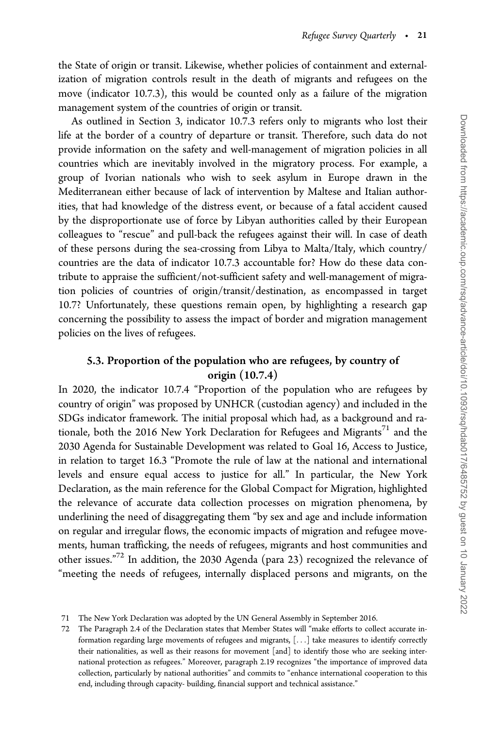the State of origin or transit. Likewise, whether policies of containment and externalization of migration controls result in the death of migrants and refugees on the move (indicator 10.7.3), this would be counted only as a failure of the migration management system of the countries of origin or transit.

As outlined in Section 3, indicator 10.7.3 refers only to migrants who lost their life at the border of a country of departure or transit. Therefore, such data do not provide information on the safety and well-management of migration policies in all countries which are inevitably involved in the migratory process. For example, a group of Ivorian nationals who wish to seek asylum in Europe drawn in the Mediterranean either because of lack of intervention by Maltese and Italian authorities, that had knowledge of the distress event, or because of a fatal accident caused by the disproportionate use of force by Libyan authorities called by their European colleagues to "rescue" and pull-back the refugees against their will. In case of death of these persons during the sea-crossing from Libya to Malta/Italy, which country/countries are the data of indicator 10.7.3 accountable for? How do these data contribute to appraise the sufficient/not-sufficient safety and well-management of migration policies of countries of origin/transit/destination, as encompassed in target 10.7? Unfortunately, these questions remain open, by highlighting a research gap concerning the possibility to assess the impact of border and migration management policies on the lives of refugees.

### 5.3. Proportion of the population who are refugees, by country of origin (10.7.4)

In 2020, the indicator 10.7.4 "Proportion of the population who are refugees by country of origin" was proposed by UNHCR (custodian agency) and included in the SDGs indicator framework. The initial proposal which had, as a background and rationale, both the 2016 New York Declaration for Refugees and Migrants[71] and the 2030 Agenda for Sustainable Development was related to Goal 16, Access to Justice, in relation to target 16.3 "Promote the rule of law at the national and international levels and ensure equal access to justice for all." In particular, the New York Declaration, as the main reference for the Global Compact for Migration, highlighted the relevance of accurate data collection processes on migration phenomena, by underlining the need of disaggregating them "by sex and age and include information on regular and irregular flows, the economic impacts of migration and refugee movements, human trafficking, the needs of refugees, migrants and host communities and other issues."[72] In addition, the 2030 Agenda (para 23) recognized the relevance of "meeting the needs of refugees, internally displaced persons and migrants, on the

71 The New York Declaration was adopted by the UN General Assembly in September 2016.

72 The Paragraph 2.4 of the Declaration states that Member States will "make efforts to collect accurate information regarding large movements of refugees and migrants, [...] take measures to identify correctly their nationalities, as well as their reasons for movement [and] to identify those who are seeking international protection as refugees." Moreover, paragraph 2.19 recognizes "the importance of improved data collection, particularly by national authorities" and commits to "enhance international cooperation to this end, including through capacity- building, financial support and technical assistance."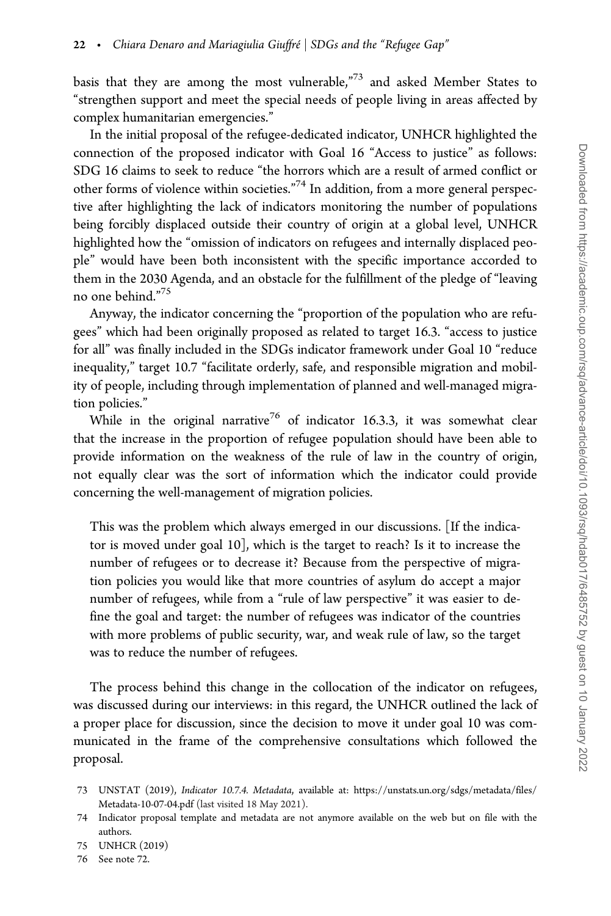basis that they are among the most vulnerable,"[73] and asked Member States to "strengthen support and meet the special needs of people living in areas affected by complex humanitarian emergencies."

In the initial proposal of the refugee-dedicated indicator, UNHCR highlighted the connection of the proposed indicator with Goal 16 "Access to justice" as follows: SDG 16 claims to seek to reduce "the horrors which are a result of armed conflict or other forms of violence within societies."[74] In addition, from a more general perspective after highlighting the lack of indicators monitoring the number of populations being forcibly displaced outside their country of origin at a global level, UNHCR highlighted how the "omission of indicators on refugees and internally displaced people" would have been both inconsistent with the specific importance accorded to them in the 2030 Agenda, and an obstacle for the fulfillment of the pledge of "leaving no one behind."[75]

Anyway, the indicator concerning the "proportion of the population who are refugees" which had been originally proposed as related to target 16.3. "access to justice for all" was finally included in the SDGs indicator framework under Goal 10 "reduce inequality," target 10.7 "facilitate orderly, safe, and responsible migration and mobility of people, including through implementation of planned and well-managed migration policies."

While in the original narrative[76] of indicator 16.3.3, it was somewhat clear that the increase in the proportion of refugee population should have been able to provide information on the weakness of the rule of law in the country of origin, not equally clear was the sort of information which the indicator could provide concerning the well-management of migration policies.

> This was the problem which always emerged in our discussions. [If the indicator is moved under goal 10], which is the target to reach? Is it to increase the number of refugees or to decrease it? Because from the perspective of migration policies you would like that more countries of asylum do accept a major number of refugees, while from a "rule of law perspective" it was easier to define the goal and target: the number of refugees was indicator of the countries with more problems of public security, war, and weak rule of law, so the target was to reduce the number of refugees.

The process behind this change in the collocation of the indicator on refugees, was discussed during our interviews: in this regard, the UNHCR outlined the lack of a proper place for discussion, since the decision to move it under goal 10 was communicated in the frame of the comprehensive consultations which followed the proposal.

73 UNSTAT (2019), *Indicator 10.7.4. Metadata*, available at: https://unstats.un.org/sdgs/metadata/files/Metadata-10-07-04.pdf (last visited 18 May 2021).

74 Indicator proposal template and metadata are not anymore available on the web but on file with the authors.

75 UNHCR (2019)

76 See note 72.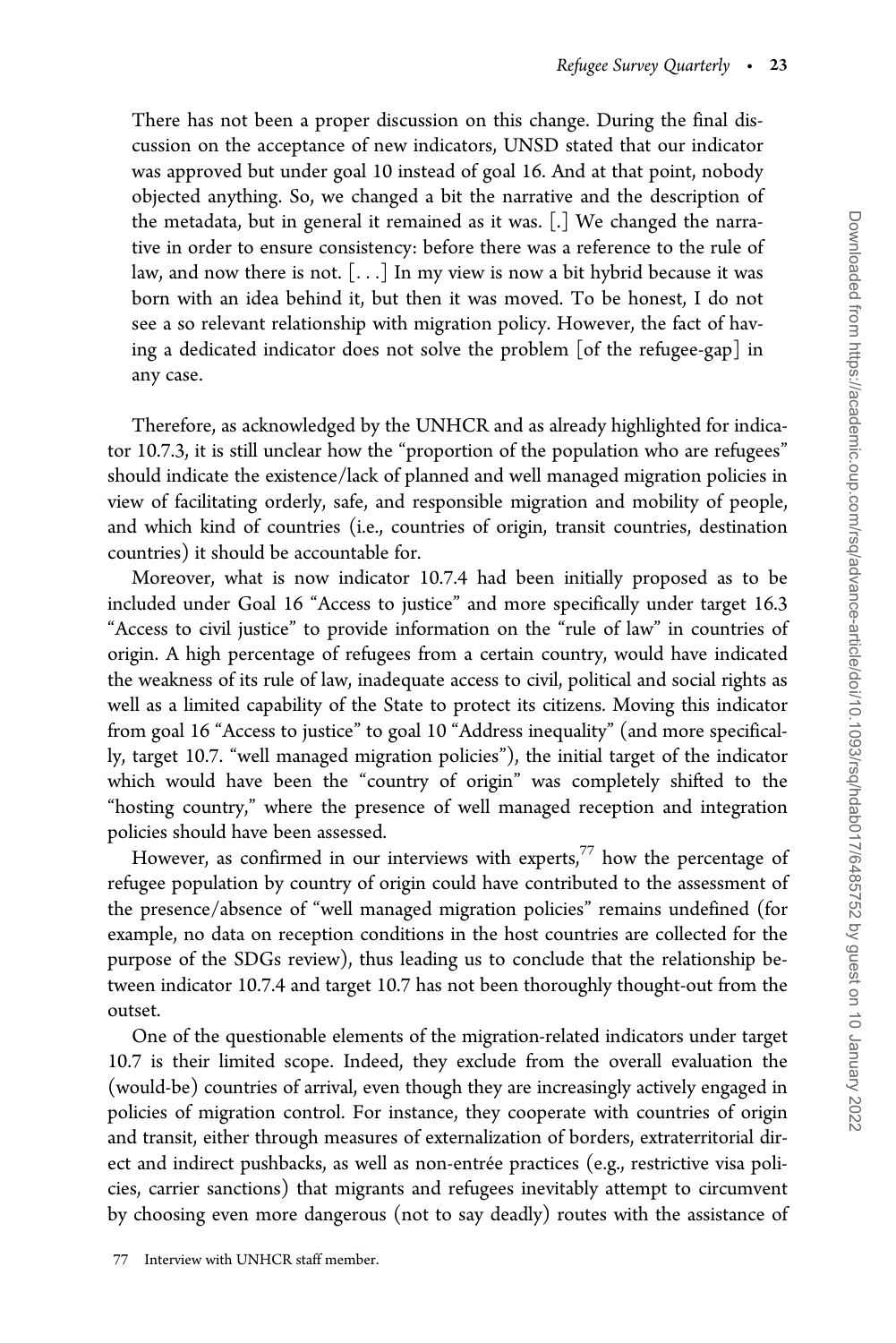> There has not been a proper discussion on this change. During the final discussion on the acceptance of new indicators, UNSD stated that our indicator was approved but under goal 10 instead of goal 16. And at that point, nobody objected anything. So, we changed a bit the narrative and the description of the metadata, but in general it remained as it was. [.] We changed the narrative in order to ensure consistency: before there was a reference to the rule of law, and now there is not. [. . .] In my view is now a bit hybrid because it was born with an idea behind it, but then it was moved. To be honest, I do not see a so relevant relationship with migration policy. However, the fact of having a dedicated indicator does not solve the problem [of the refugee-gap] in any case.

Therefore, as acknowledged by the UNHCR and as already highlighted for indicator 10.7.3, it is still unclear how the "proportion of the population who are refugees" should indicate the existence/lack of planned and well managed migration policies in view of facilitating orderly, safe, and responsible migration and mobility of people, and which kind of countries (i.e., countries of origin, transit countries, destination countries) it should be accountable for.

Moreover, what is now indicator 10.7.4 had been initially proposed as to be included under Goal 16 "Access to justice" and more specifically under target 16.3 "Access to civil justice" to provide information on the "rule of law" in countries of origin. A high percentage of refugees from a certain country, would have indicated the weakness of its rule of law, inadequate access to civil, political and social rights as well as a limited capability of the State to protect its citizens. Moving this indicator from goal 16 "Access to justice" to goal 10 "Address inequality" (and more specifically, target 10.7. "well managed migration policies"), the initial target of the indicator which would have been the "country of origin" was completely shifted to the "hosting country," where the presence of well managed reception and integration policies should have been assessed.

However, as confirmed in our interviews with experts,[77] how the percentage of refugee population by country of origin could have contributed to the assessment of the presence/absence of "well managed migration policies" remains undefined (for example, no data on reception conditions in the host countries are collected for the purpose of the SDGs review), thus leading us to conclude that the relationship between indicator 10.7.4 and target 10.7 has not been thoroughly thought-out from the outset.

One of the questionable elements of the migration-related indicators under target 10.7 is their limited scope. Indeed, they exclude from the overall evaluation the (would-be) countries of arrival, even though they are increasingly actively engaged in policies of migration control. For instance, they cooperate with countries of origin and transit, either through measures of externalization of borders, extraterritorial direct and indirect pushbacks, as well as non-entrée practices (e.g., restrictive visa policies, carrier sanctions) that migrants and refugees inevitably attempt to circumvent by choosing even more dangerous (not to say deadly) routes with the assistance of

77 Interview with UNHCR staff member.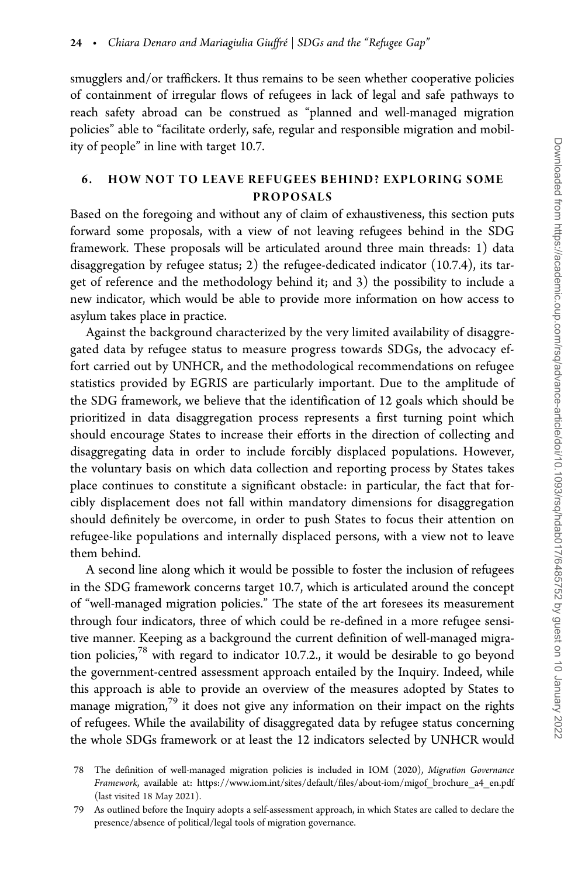smugglers and/or traffickers. It thus remains to be seen whether cooperative policies of containment of irregular flows of refugees in lack of legal and safe pathways to reach safety abroad can be construed as "planned and well-managed migration policies" able to "facilitate orderly, safe, regular and responsible migration and mobility of people" in line with target 10.7.

## 6. HOW NOT TO LEAVE REFUGEES BEHIND? EXPLORING SOME PROPOSALS

Based on the foregoing and without any of claim of exhaustiveness, this section puts forward some proposals, with a view of not leaving refugees behind in the SDG framework. These proposals will be articulated around three main threads: 1) data disaggregation by refugee status; 2) the refugee-dedicated indicator (10.7.4), its target of reference and the methodology behind it; and 3) the possibility to include a new indicator, which would be able to provide more information on how access to asylum takes place in practice.

Against the background characterized by the very limited availability of disaggregated data by refugee status to measure progress towards SDGs, the advocacy effort carried out by UNHCR, and the methodological recommendations on refugee statistics provided by EGRIS are particularly important. Due to the amplitude of the SDG framework, we believe that the identification of 12 goals which should be prioritized in data disaggregation process represents a first turning point which should encourage States to increase their efforts in the direction of collecting and disaggregating data in order to include forcibly displaced populations. However, the voluntary basis on which data collection and reporting process by States takes place continues to constitute a significant obstacle: in particular, the fact that forcibly displacement does not fall within mandatory dimensions for disaggregation should definitely be overcome, in order to push States to focus their attention on refugee-like populations and internally displaced persons, with a view not to leave them behind.

A second line along which it would be possible to foster the inclusion of refugees in the SDG framework concerns target 10.7, which is articulated around the concept of "well-managed migration policies." The state of the art foresees its measurement through four indicators, three of which could be re-defined in a more refugee sensitive manner. Keeping as a background the current definition of well-managed migration policies,[78] with regard to indicator 10.7.2., it would be desirable to go beyond the government-centred assessment approach entailed by the Inquiry. Indeed, while this approach is able to provide an overview of the measures adopted by States to manage migration,[79] it does not give any information on their impact on the rights of refugees. While the availability of disaggregated data by refugee status concerning the whole SDGs framework or at least the 12 indicators selected by UNHCR would

78 The definition of well-managed migration policies is included in IOM (2020), *Migration Governance Framework*, available at: https://www.iom.int/sites/default/files/about-iom/migof_brochure_a4_en.pdf (last visited 18 May 2021).

79 As outlined before the Inquiry adopts a self-assessment approach, in which States are called to declare the presence/absence of political/legal tools of migration governance.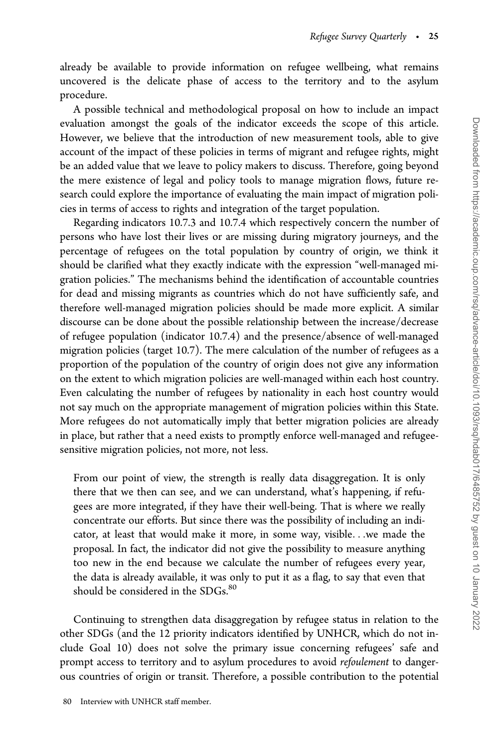already be available to provide information on refugee wellbeing, what remains uncovered is the delicate phase of access to the territory and to the asylum procedure.

A possible technical and methodological proposal on how to include an impact evaluation amongst the goals of the indicator exceeds the scope of this article. However, we believe that the introduction of new measurement tools, able to give account of the impact of these policies in terms of migrant and refugee rights, might be an added value that we leave to policy makers to discuss. Therefore, going beyond the mere existence of legal and policy tools to manage migration flows, future research could explore the importance of evaluating the main impact of migration policies in terms of access to rights and integration of the target population.

Regarding indicators 10.7.3 and 10.7.4 which respectively concern the number of persons who have lost their lives or are missing during migratory journeys, and the percentage of refugees on the total population by country of origin, we think it should be clarified what they exactly indicate with the expression "well-managed migration policies." The mechanisms behind the identification of accountable countries for dead and missing migrants as countries which do not have sufficiently safe, and therefore well-managed migration policies should be made more explicit. A similar discourse can be done about the possible relationship between the increase/decrease of refugee population (indicator 10.7.4) and the presence/absence of well-managed migration policies (target 10.7). The mere calculation of the number of refugees as a proportion of the population of the country of origin does not give any information on the extent to which migration policies are well-managed within each host country. Even calculating the number of refugees by nationality in each host country would not say much on the appropriate management of migration policies within this State. More refugees do not automatically imply that better migration policies are already in place, but rather that a need exists to promptly enforce well-managed and refugee-sensitive migration policies, not more, not less.

> From our point of view, the strength is really data disaggregation. It is only there that we then can see, and we can understand, what's happening, if refugees are more integrated, if they have their well-being. That is where we really concentrate our efforts. But since there was the possibility of including an indicator, at least that would make it more, in some way, visible. . .we made the proposal. In fact, the indicator did not give the possibility to measure anything too new in the end because we calculate the number of refugees every year, the data is already available, it was only to put it as a flag, to say that even that should be considered in the SDGs.[80]

Continuing to strengthen data disaggregation by refugee status in relation to the other SDGs (and the 12 priority indicators identified by UNHCR, which do not include Goal 10) does not solve the primary issue concerning refugees' safe and prompt access to territory and to asylum procedures to avoid *refoulement* to dangerous countries of origin or transit. Therefore, a possible contribution to the potential

80 Interview with UNHCR staff member.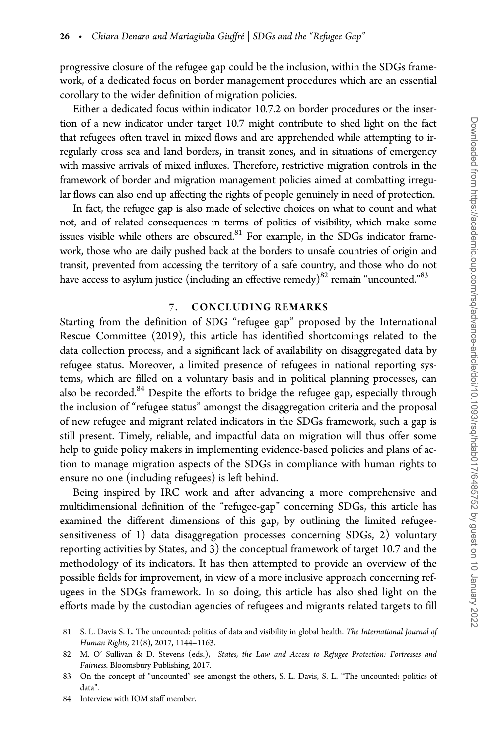progressive closure of the refugee gap could be the inclusion, within the SDGs framework, of a dedicated focus on border management procedures which are an essential corollary to the wider definition of migration policies.

Either a dedicated focus within indicator 10.7.2 on border procedures or the insertion of a new indicator under target 10.7 might contribute to shed light on the fact that refugees often travel in mixed flows and are apprehended while attempting to irregularly cross sea and land borders, in transit zones, and in situations of emergency with massive arrivals of mixed influxes. Therefore, restrictive migration controls in the framework of border and migration management policies aimed at combatting irregular flows can also end up affecting the rights of people genuinely in need of protection.

In fact, the refugee gap is also made of selective choices on what to count and what not, and of related consequences in terms of politics of visibility, which make some issues visible while others are obscured.[81] For example, in the SDGs indicator framework, those who are daily pushed back at the borders to unsafe countries of origin and transit, prevented from accessing the territory of a safe country, and those who do not have access to asylum justice (including an effective remedy)[82] remain "uncounted."[83]

## 7. CONCLUDING REMARKS

Starting from the definition of SDG "refugee gap" proposed by the International Rescue Committee (2019), this article has identified shortcomings related to the data collection process, and a significant lack of availability on disaggregated data by refugee status. Moreover, a limited presence of refugees in national reporting systems, which are filled on a voluntary basis and in political planning processes, can also be recorded.[84] Despite the efforts to bridge the refugee gap, especially through the inclusion of "refugee status" amongst the disaggregation criteria and the proposal of new refugee and migrant related indicators in the SDGs framework, such a gap is still present. Timely, reliable, and impactful data on migration will thus offer some help to guide policy makers in implementing evidence-based policies and plans of action to manage migration aspects of the SDGs in compliance with human rights to ensure no one (including refugees) is left behind.

Being inspired by IRC work and after advancing a more comprehensive and multidimensional definition of the "refugee-gap" concerning SDGs, this article has examined the different dimensions of this gap, by outlining the limited refugee-sensitiveness of 1) data disaggregation processes concerning SDGs, 2) voluntary reporting activities by States, and 3) the conceptual framework of target 10.7 and the methodology of its indicators. It has then attempted to provide an overview of the possible fields for improvement, in view of a more inclusive approach concerning refugees in the SDGs framework. In so doing, this article has also shed light on the efforts made by the custodian agencies of refugees and migrants related targets to fill

81 S. L. Davis S. L. The uncounted: politics of data and visibility in global health. *The International Journal of Human Rights*, 21(8), 2017, 1144–1163.

82 M. O' Sullivan & D. Stevens (eds.), *States, the Law and Access to Refugee Protection: Fortresses and Fairness*. Bloomsbury Publishing, 2017.

83 On the concept of "uncounted" see amongst the others, S. L. Davis, S. L. "The uncounted: politics of data".

84 Interview with IOM staff member.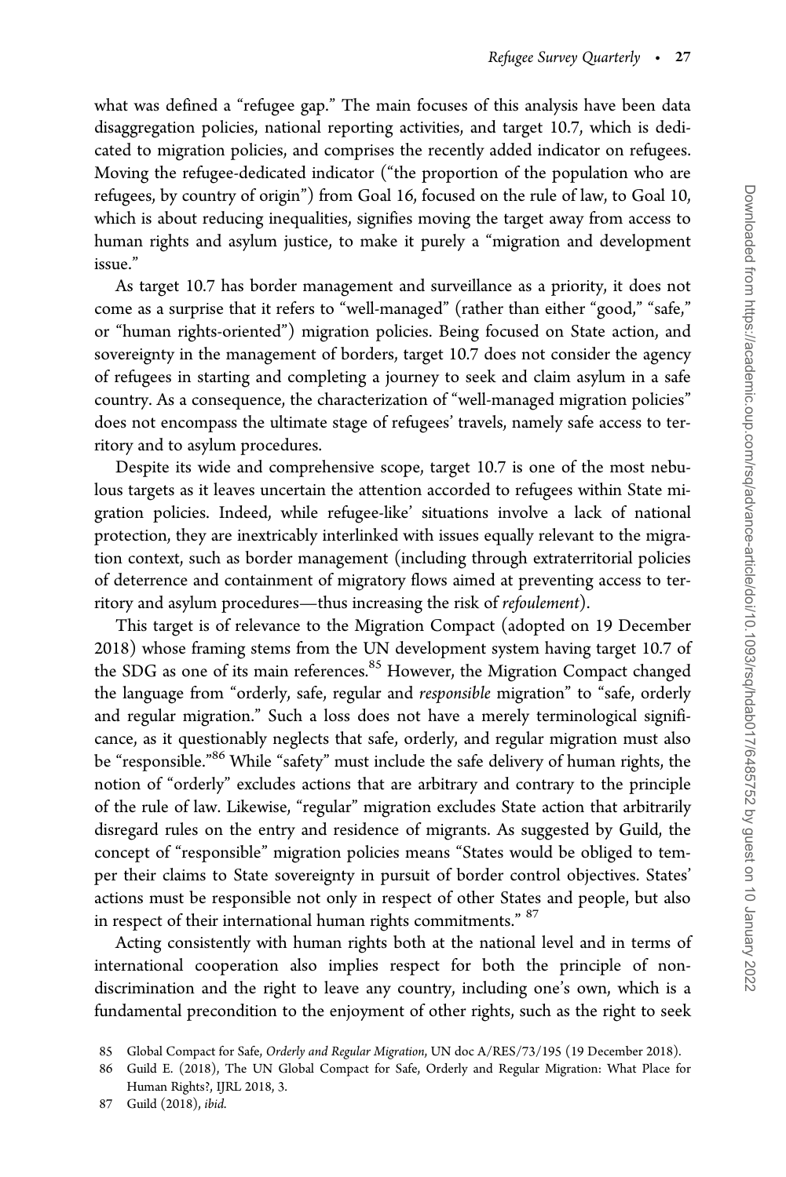what was defined a "refugee gap." The main focuses of this analysis have been data disaggregation policies, national reporting activities, and target 10.7, which is dedicated to migration policies, and comprises the recently added indicator on refugees. Moving the refugee-dedicated indicator ("the proportion of the population who are refugees, by country of origin") from Goal 16, focused on the rule of law, to Goal 10, which is about reducing inequalities, signifies moving the target away from access to human rights and asylum justice, to make it purely a "migration and development issue."

As target 10.7 has border management and surveillance as a priority, it does not come as a surprise that it refers to "well-managed" (rather than either "good," "safe," or "human rights-oriented") migration policies. Being focused on State action, and sovereignty in the management of borders, target 10.7 does not consider the agency of refugees in starting and completing a journey to seek and claim asylum in a safe country. As a consequence, the characterization of "well-managed migration policies" does not encompass the ultimate stage of refugees' travels, namely safe access to territory and to asylum procedures.

Despite its wide and comprehensive scope, target 10.7 is one of the most nebulous targets as it leaves uncertain the attention accorded to refugees within State migration policies. Indeed, while refugee-like' situations involve a lack of national protection, they are inextricably interlinked with issues equally relevant to the migration context, such as border management (including through extraterritorial policies of deterrence and containment of migratory flows aimed at preventing access to territory and asylum procedures—thus increasing the risk of *refoulement*).

This target is of relevance to the Migration Compact (adopted on 19 December 2018) whose framing stems from the UN development system having target 10.7 of the SDG as one of its main references.[85] However, the Migration Compact changed the language from "orderly, safe, regular and *responsible* migration" to "safe, orderly and regular migration." Such a loss does not have a merely terminological significance, as it questionably neglects that safe, orderly, and regular migration must also be "responsible."[86] While "safety" must include the safe delivery of human rights, the notion of "orderly" excludes actions that are arbitrary and contrary to the principle of the rule of law. Likewise, "regular" migration excludes State action that arbitrarily disregard rules on the entry and residence of migrants. As suggested by Guild, the concept of "responsible" migration policies means "States would be obliged to temper their claims to State sovereignty in pursuit of border control objectives. States' actions must be responsible not only in respect of other States and people, but also in respect of their international human rights commitments." [87]

Acting consistently with human rights both at the national level and in terms of international cooperation also implies respect for both the principle of non-discrimination and the right to leave any country, including one's own, which is a fundamental precondition to the enjoyment of other rights, such as the right to seek

85 Global Compact for Safe, *Orderly and Regular Migration*, UN doc A/RES/73/195 (19 December 2018).

86 Guild E. (2018), The UN Global Compact for Safe, Orderly and Regular Migration: What Place for Human Rights?, IJRL 2018, 3.

87 Guild (2018), *ibid.*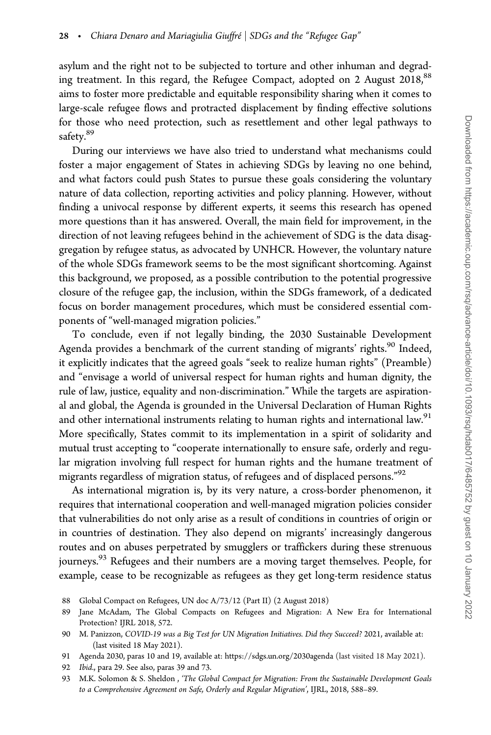asylum and the right not to be subjected to torture and other inhuman and degrading treatment. In this regard, the Refugee Compact, adopted on 2 August 2018,[88] aims to foster more predictable and equitable responsibility sharing when it comes to large-scale refugee flows and protracted displacement by finding effective solutions for those who need protection, such as resettlement and other legal pathways to safety.[89]

During our interviews we have also tried to understand what mechanisms could foster a major engagement of States in achieving SDGs by leaving no one behind, and what factors could push States to pursue these goals considering the voluntary nature of data collection, reporting activities and policy planning. However, without finding a univocal response by different experts, it seems this research has opened more questions than it has answered. Overall, the main field for improvement, in the direction of not leaving refugees behind in the achievement of SDG is the data disaggregation by refugee status, as advocated by UNHCR. However, the voluntary nature of the whole SDGs framework seems to be the most significant shortcoming. Against this background, we proposed, as a possible contribution to the potential progressive closure of the refugee gap, the inclusion, within the SDGs framework, of a dedicated focus on border management procedures, which must be considered essential components of "well-managed migration policies."

To conclude, even if not legally binding, the 2030 Sustainable Development Agenda provides a benchmark of the current standing of migrants' rights.[90] Indeed, it explicitly indicates that the agreed goals "seek to realize human rights" (Preamble) and "envisage a world of universal respect for human rights and human dignity, the rule of law, justice, equality and non-discrimination." While the targets are aspirational and global, the Agenda is grounded in the Universal Declaration of Human Rights and other international instruments relating to human rights and international law.[91] More specifically, States commit to its implementation in a spirit of solidarity and mutual trust accepting to "cooperate internationally to ensure safe, orderly and regular migration involving full respect for human rights and the humane treatment of migrants regardless of migration status, of refugees and of displaced persons."[92]

As international migration is, by its very nature, a cross-border phenomenon, it requires that international cooperation and well-managed migration policies consider that vulnerabilities do not only arise as a result of conditions in countries of origin or in countries of destination. They also depend on migrants' increasingly dangerous routes and on abuses perpetrated by smugglers or traffickers during these strenuous journeys.[93] Refugees and their numbers are a moving target themselves. People, for example, cease to be recognizable as refugees as they get long-term residence status

88 Global Compact on Refugees, UN doc A/73/12 (Part II) (2 August 2018)

89 Jane McAdam, The Global Compacts on Refugees and Migration: A New Era for International Protection? IJRL 2018, 572.

90 M. Panizzon, *COVID-19 was a Big Test for UN Migration Initiatives. Did they Succeed?* 2021, available at: (last visited 18 May 2021).

91 Agenda 2030, paras 10 and 19, available at: https://sdgs.un.org/2030agenda (last visited 18 May 2021).

92 *Ibid*., para 29. See also, paras 39 and 73.

93 M.K. Solomon & S. Sheldon , *'The Global Compact for Migration: From the Sustainable Development Goals to a Comprehensive Agreement on Safe, Orderly and Regular Migration'*, IJRL, 2018, 588–89.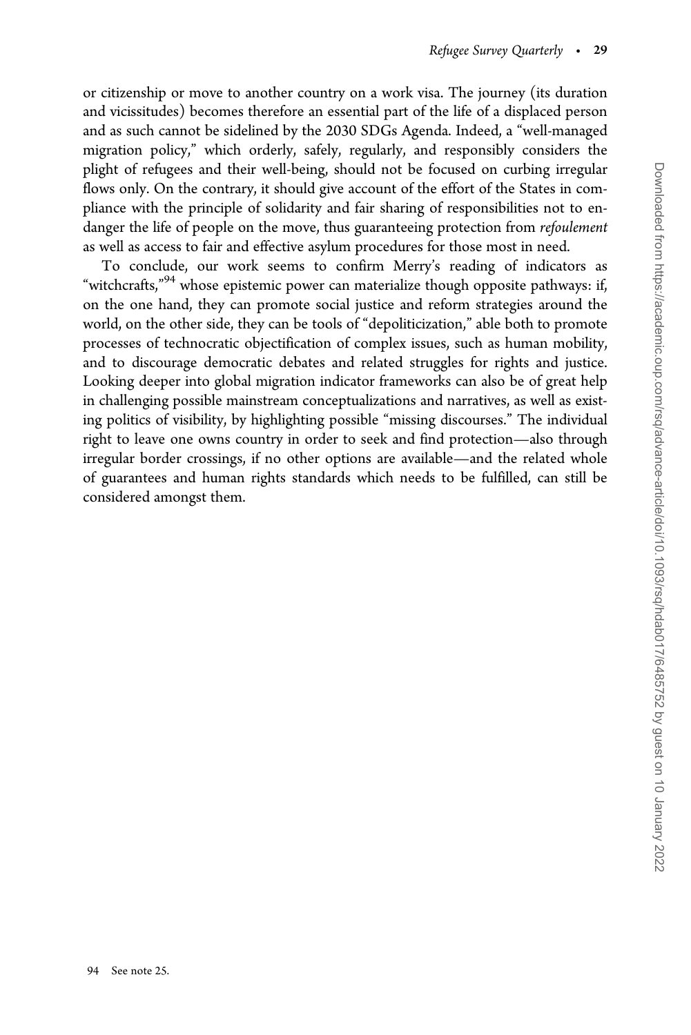or citizenship or move to another country on a work visa. The journey (its duration and vicissitudes) becomes therefore an essential part of the life of a displaced person and as such cannot be sidelined by the 2030 SDGs Agenda. Indeed, a "well-managed migration policy," which orderly, safely, regularly, and responsibly considers the plight of refugees and their well-being, should not be focused on curbing irregular flows only. On the contrary, it should give account of the effort of the States in compliance with the principle of solidarity and fair sharing of responsibilities not to endanger the life of people on the move, thus guaranteeing protection from *refoulement* as well as access to fair and effective asylum procedures for those most in need.

To conclude, our work seems to confirm Merry's reading of indicators as "witchcrafts,"[94] whose epistemic power can materialize though opposite pathways: if, on the one hand, they can promote social justice and reform strategies around the world, on the other side, they can be tools of "depoliticization," able both to promote processes of technocratic objectification of complex issues, such as human mobility, and to discourage democratic debates and related struggles for rights and justice. Looking deeper into global migration indicator frameworks can also be of great help in challenging possible mainstream conceptualizations and narratives, as well as existing politics of visibility, by highlighting possible "missing discourses." The individual right to leave one owns country in order to seek and find protection—also through irregular border crossings, if no other options are available—and the related whole of guarantees and human rights standards which needs to be fulfilled, can still be considered amongst them.

94 See note 25.